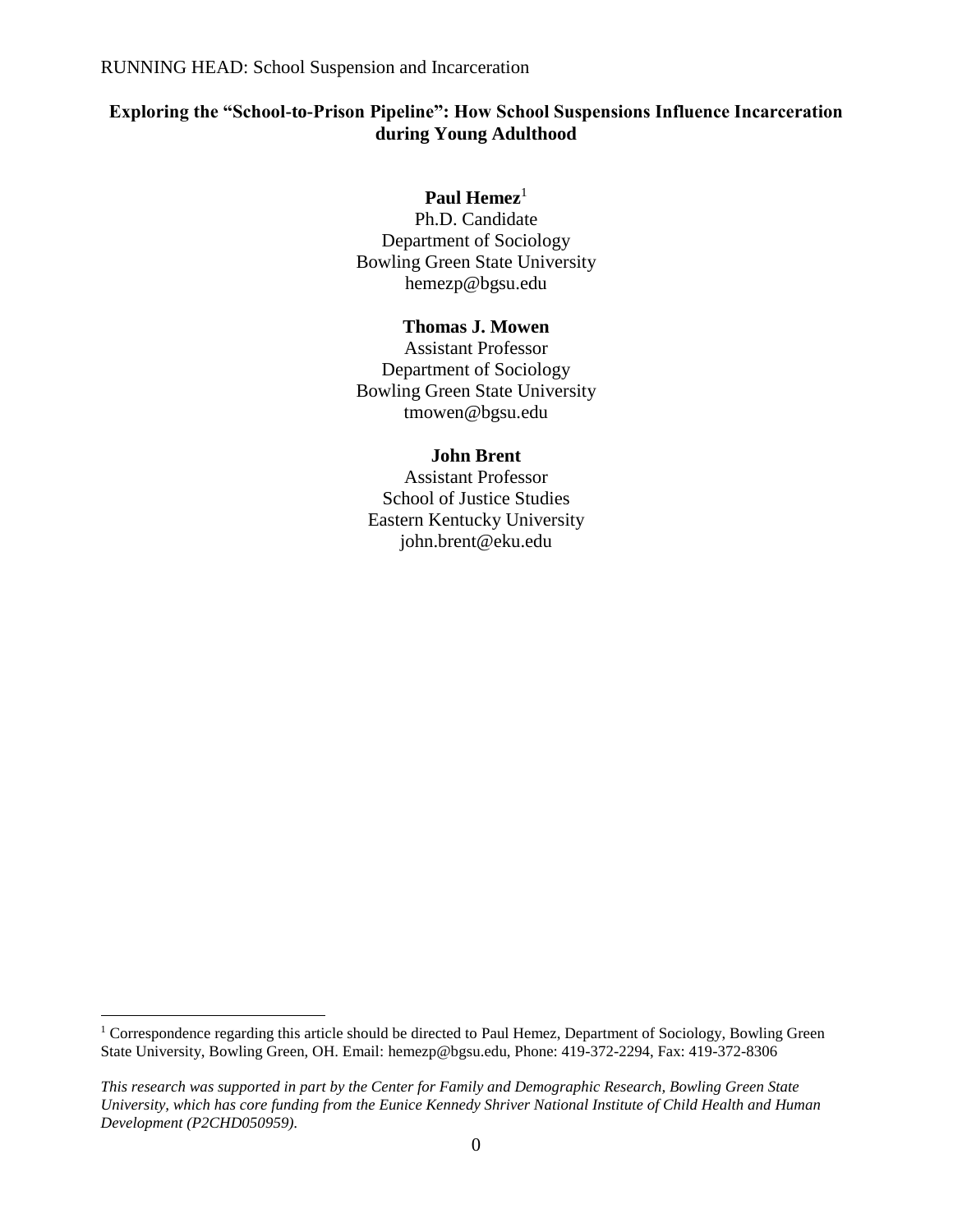# Exploring the "School-to-Prison Pipeline": How School Suspensions Influence Incarceration during Young Adulthood

**Paul Hemez**[1]
Ph.D. Candidate
Department of Sociology
Bowling Green State University
hemezp@bgsu.edu

**Thomas J. Mowen**
Assistant Professor
Department of Sociology
Bowling Green State University
tmowen@bgsu.edu

**John Brent**
Assistant Professor
School of Justice Studies
Eastern Kentucky University
john.brent@eku.edu

[1] Correspondence regarding this article should be directed to Paul Hemez, Department of Sociology, Bowling Green State University, Bowling Green, OH. Email: hemezp@bgsu.edu, Phone: 419-372-2294, Fax: 419-372-8306

*This research was supported in part by the Center for Family and Demographic Research, Bowling Green State University, which has core funding from the Eunice Kennedy Shriver National Institute of Child Health and Human Development (P2CHD050959).*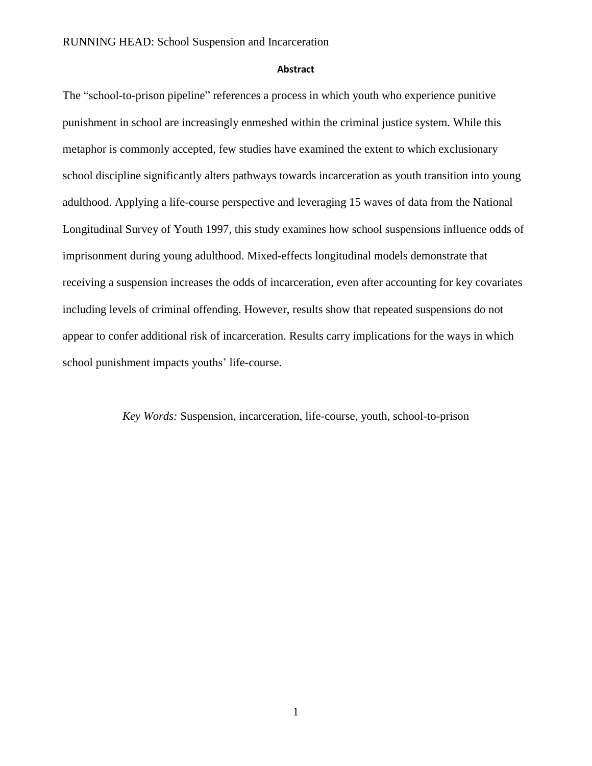## Abstract

The "school-to-prison pipeline" references a process in which youth who experience punitive punishment in school are increasingly enmeshed within the criminal justice system. While this metaphor is commonly accepted, few studies have examined the extent to which exclusionary school discipline significantly alters pathways towards incarceration as youth transition into young adulthood. Applying a life-course perspective and leveraging 15 waves of data from the National Longitudinal Survey of Youth 1997, this study examines how school suspensions influence odds of imprisonment during young adulthood. Mixed-effects longitudinal models demonstrate that receiving a suspension increases the odds of incarceration, even after accounting for key covariates including levels of criminal offending. However, results show that repeated suspensions do not appear to confer additional risk of incarceration. Results carry implications for the ways in which school punishment impacts youths' life-course.

*Key Words:* Suspension, incarceration, life-course, youth, school-to-prison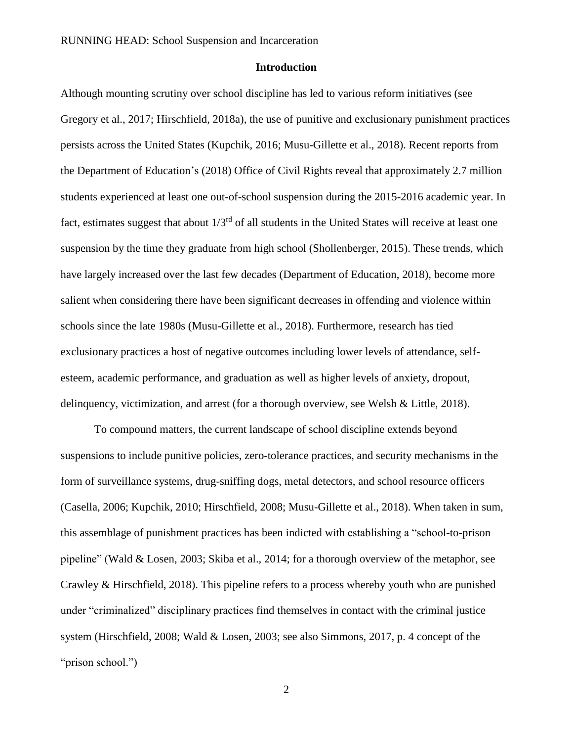## Introduction

Although mounting scrutiny over school discipline has led to various reform initiatives (see Gregory et al., 2017; Hirschfield, 2018a), the use of punitive and exclusionary punishment practices persists across the United States (Kupchik, 2016; Musu-Gillette et al., 2018). Recent reports from the Department of Education's (2018) Office of Civil Rights reveal that approximately 2.7 million students experienced at least one out-of-school suspension during the 2015-2016 academic year. In fact, estimates suggest that about 1/3rd of all students in the United States will receive at least one suspension by the time they graduate from high school (Shollenberger, 2015). These trends, which have largely increased over the last few decades (Department of Education, 2018), become more salient when considering there have been significant decreases in offending and violence within schools since the late 1980s (Musu-Gillette et al., 2018). Furthermore, research has tied exclusionary practices a host of negative outcomes including lower levels of attendance, self-esteem, academic performance, and graduation as well as higher levels of anxiety, dropout, delinquency, victimization, and arrest (for a thorough overview, see Welsh & Little, 2018).

To compound matters, the current landscape of school discipline extends beyond suspensions to include punitive policies, zero-tolerance practices, and security mechanisms in the form of surveillance systems, drug-sniffing dogs, metal detectors, and school resource officers (Casella, 2006; Kupchik, 2010; Hirschfield, 2008; Musu-Gillette et al., 2018). When taken in sum, this assemblage of punishment practices has been indicted with establishing a "school-to-prison pipeline" (Wald & Losen, 2003; Skiba et al., 2014; for a thorough overview of the metaphor, see Crawley & Hirschfield, 2018). This pipeline refers to a process whereby youth who are punished under "criminalized" disciplinary practices find themselves in contact with the criminal justice system (Hirschfield, 2008; Wald & Losen, 2003; see also Simmons, 2017, p. 4 concept of the "prison school.")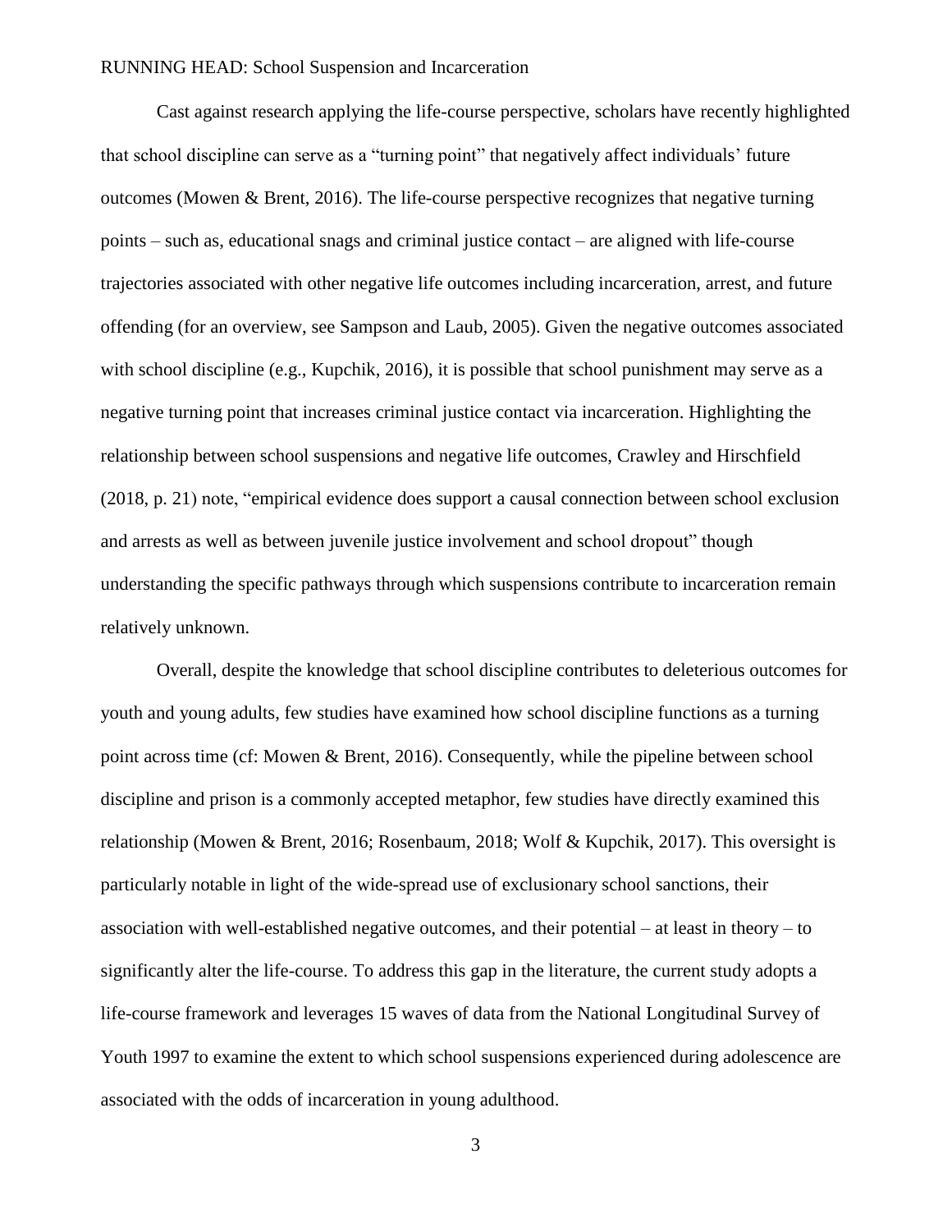Cast against research applying the life-course perspective, scholars have recently highlighted that school discipline can serve as a "turning point" that negatively affect individuals' future outcomes (Mowen & Brent, 2016). The life-course perspective recognizes that negative turning points – such as, educational snags and criminal justice contact – are aligned with life-course trajectories associated with other negative life outcomes including incarceration, arrest, and future offending (for an overview, see Sampson and Laub, 2005). Given the negative outcomes associated with school discipline (e.g., Kupchik, 2016), it is possible that school punishment may serve as a negative turning point that increases criminal justice contact via incarceration. Highlighting the relationship between school suspensions and negative life outcomes, Crawley and Hirschfield (2018, p. 21) note, "empirical evidence does support a causal connection between school exclusion and arrests as well as between juvenile justice involvement and school dropout" though understanding the specific pathways through which suspensions contribute to incarceration remain relatively unknown.

Overall, despite the knowledge that school discipline contributes to deleterious outcomes for youth and young adults, few studies have examined how school discipline functions as a turning point across time (cf: Mowen & Brent, 2016). Consequently, while the pipeline between school discipline and prison is a commonly accepted metaphor, few studies have directly examined this relationship (Mowen & Brent, 2016; Rosenbaum, 2018; Wolf & Kupchik, 2017). This oversight is particularly notable in light of the wide-spread use of exclusionary school sanctions, their association with well-established negative outcomes, and their potential – at least in theory – to significantly alter the life-course. To address this gap in the literature, the current study adopts a life-course framework and leverages 15 waves of data from the National Longitudinal Survey of Youth 1997 to examine the extent to which school suspensions experienced during adolescence are associated with the odds of incarceration in young adulthood.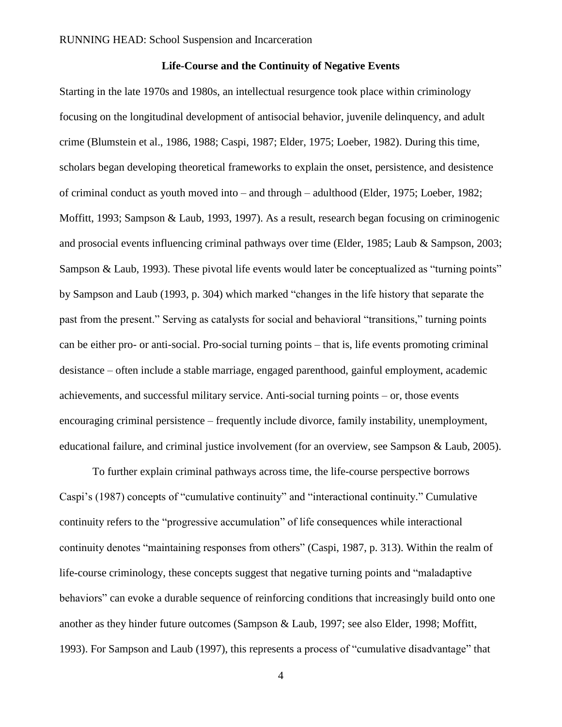## Life-Course and the Continuity of Negative Events

Starting in the late 1970s and 1980s, an intellectual resurgence took place within criminology focusing on the longitudinal development of antisocial behavior, juvenile delinquency, and adult crime (Blumstein et al., 1986, 1988; Caspi, 1987; Elder, 1975; Loeber, 1982). During this time, scholars began developing theoretical frameworks to explain the onset, persistence, and desistence of criminal conduct as youth moved into – and through – adulthood (Elder, 1975; Loeber, 1982; Moffitt, 1993; Sampson & Laub, 1993, 1997). As a result, research began focusing on criminogenic and prosocial events influencing criminal pathways over time (Elder, 1985; Laub & Sampson, 2003; Sampson & Laub, 1993). These pivotal life events would later be conceptualized as "turning points" by Sampson and Laub (1993, p. 304) which marked "changes in the life history that separate the past from the present." Serving as catalysts for social and behavioral "transitions," turning points can be either pro- or anti-social. Pro-social turning points – that is, life events promoting criminal desistance – often include a stable marriage, engaged parenthood, gainful employment, academic achievements, and successful military service. Anti-social turning points – or, those events encouraging criminal persistence – frequently include divorce, family instability, unemployment, educational failure, and criminal justice involvement (for an overview, see Sampson & Laub, 2005).

To further explain criminal pathways across time, the life-course perspective borrows Caspi's (1987) concepts of "cumulative continuity" and "interactional continuity." Cumulative continuity refers to the "progressive accumulation" of life consequences while interactional continuity denotes "maintaining responses from others" (Caspi, 1987, p. 313). Within the realm of life-course criminology, these concepts suggest that negative turning points and "maladaptive behaviors" can evoke a durable sequence of reinforcing conditions that increasingly build onto one another as they hinder future outcomes (Sampson & Laub, 1997; see also Elder, 1998; Moffitt, 1993). For Sampson and Laub (1997), this represents a process of "cumulative disadvantage" that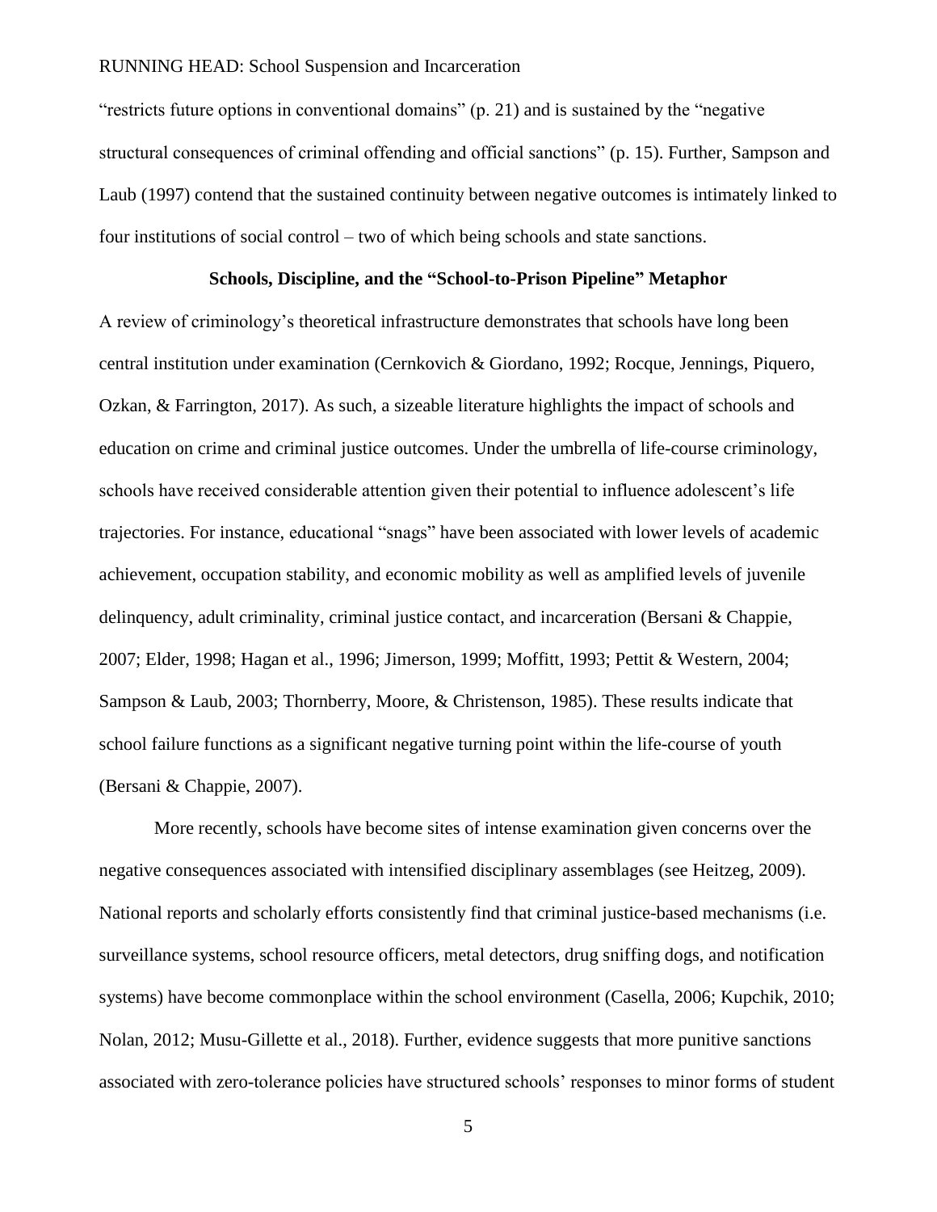"restricts future options in conventional domains" (p. 21) and is sustained by the "negative structural consequences of criminal offending and official sanctions" (p. 15). Further, Sampson and Laub (1997) contend that the sustained continuity between negative outcomes is intimately linked to four institutions of social control – two of which being schools and state sanctions.

## Schools, Discipline, and the "School-to-Prison Pipeline" Metaphor

A review of criminology's theoretical infrastructure demonstrates that schools have long been central institution under examination (Cernkovich & Giordano, 1992; Rocque, Jennings, Piquero, Ozkan, & Farrington, 2017). As such, a sizeable literature highlights the impact of schools and education on crime and criminal justice outcomes. Under the umbrella of life-course criminology, schools have received considerable attention given their potential to influence adolescent's life trajectories. For instance, educational "snags" have been associated with lower levels of academic achievement, occupation stability, and economic mobility as well as amplified levels of juvenile delinquency, adult criminality, criminal justice contact, and incarceration (Bersani & Chappie, 2007; Elder, 1998; Hagan et al., 1996; Jimerson, 1999; Moffitt, 1993; Pettit & Western, 2004; Sampson & Laub, 2003; Thornberry, Moore, & Christenson, 1985). These results indicate that school failure functions as a significant negative turning point within the life-course of youth (Bersani & Chappie, 2007).

More recently, schools have become sites of intense examination given concerns over the negative consequences associated with intensified disciplinary assemblages (see Heitzeg, 2009). National reports and scholarly efforts consistently find that criminal justice-based mechanisms (i.e. surveillance systems, school resource officers, metal detectors, drug sniffing dogs, and notification systems) have become commonplace within the school environment (Casella, 2006; Kupchik, 2010; Nolan, 2012; Musu-Gillette et al., 2018). Further, evidence suggests that more punitive sanctions associated with zero-tolerance policies have structured schools' responses to minor forms of student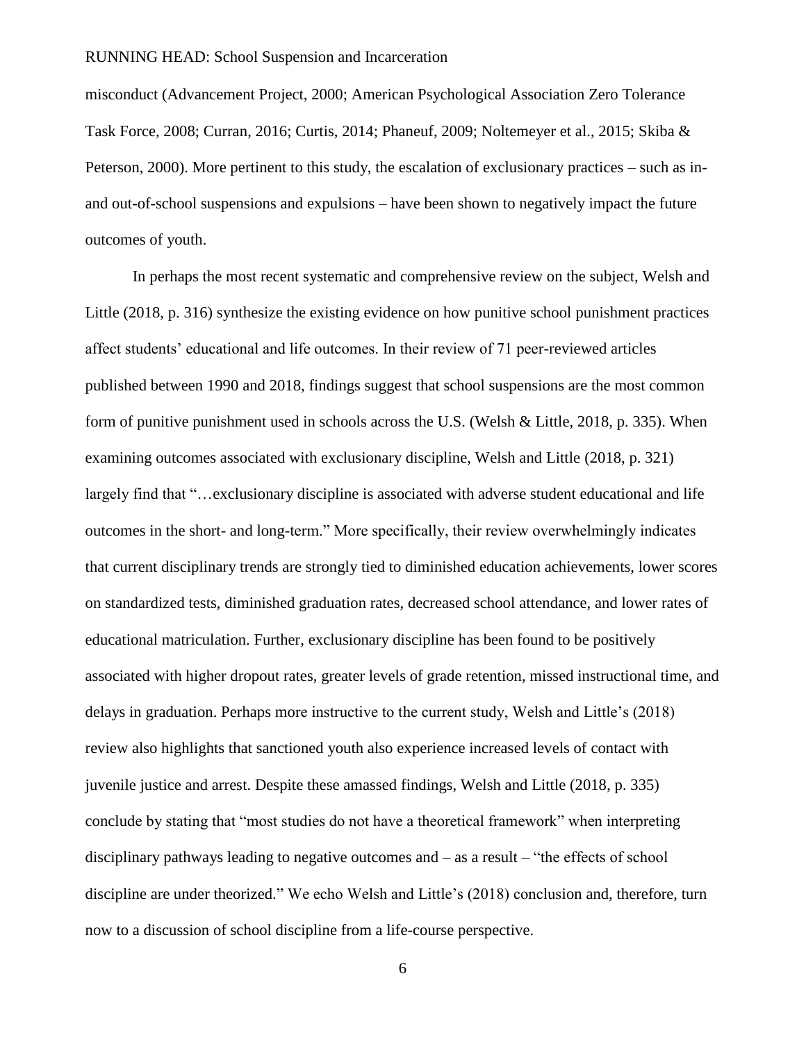misconduct (Advancement Project, 2000; American Psychological Association Zero Tolerance Task Force, 2008; Curran, 2016; Curtis, 2014; Phaneuf, 2009; Noltemeyer et al., 2015; Skiba & Peterson, 2000). More pertinent to this study, the escalation of exclusionary practices – such as in- and out-of-school suspensions and expulsions – have been shown to negatively impact the future outcomes of youth.

In perhaps the most recent systematic and comprehensive review on the subject, Welsh and Little (2018, p. 316) synthesize the existing evidence on how punitive school punishment practices affect students' educational and life outcomes. In their review of 71 peer-reviewed articles published between 1990 and 2018, findings suggest that school suspensions are the most common form of punitive punishment used in schools across the U.S. (Welsh & Little, 2018, p. 335). When examining outcomes associated with exclusionary discipline, Welsh and Little (2018, p. 321) largely find that "…exclusionary discipline is associated with adverse student educational and life outcomes in the short- and long-term." More specifically, their review overwhelmingly indicates that current disciplinary trends are strongly tied to diminished education achievements, lower scores on standardized tests, diminished graduation rates, decreased school attendance, and lower rates of educational matriculation. Further, exclusionary discipline has been found to be positively associated with higher dropout rates, greater levels of grade retention, missed instructional time, and delays in graduation. Perhaps more instructive to the current study, Welsh and Little's (2018) review also highlights that sanctioned youth also experience increased levels of contact with juvenile justice and arrest. Despite these amassed findings, Welsh and Little (2018, p. 335) conclude by stating that "most studies do not have a theoretical framework" when interpreting disciplinary pathways leading to negative outcomes and – as a result – "the effects of school discipline are under theorized." We echo Welsh and Little's (2018) conclusion and, therefore, turn now to a discussion of school discipline from a life-course perspective.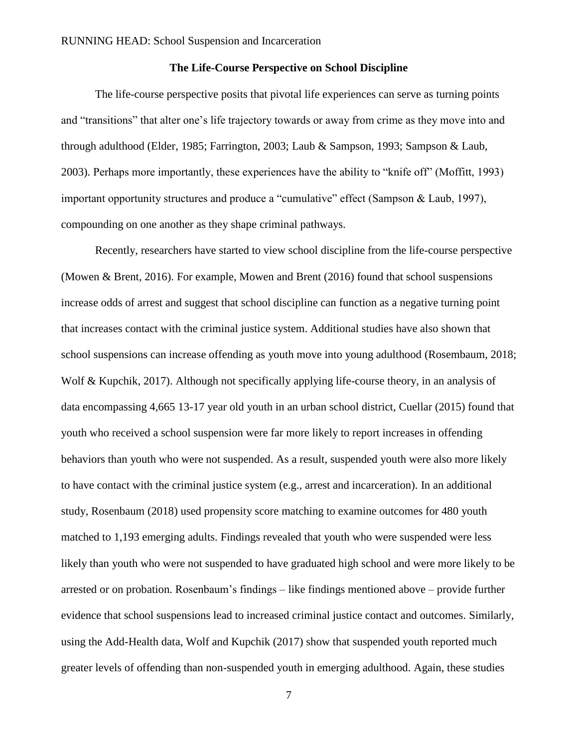## The Life-Course Perspective on School Discipline

The life-course perspective posits that pivotal life experiences can serve as turning points and "transitions" that alter one's life trajectory towards or away from crime as they move into and through adulthood (Elder, 1985; Farrington, 2003; Laub & Sampson, 1993; Sampson & Laub, 2003). Perhaps more importantly, these experiences have the ability to "knife off" (Moffitt, 1993) important opportunity structures and produce a "cumulative" effect (Sampson & Laub, 1997), compounding on one another as they shape criminal pathways.

Recently, researchers have started to view school discipline from the life-course perspective (Mowen & Brent, 2016). For example, Mowen and Brent (2016) found that school suspensions increase odds of arrest and suggest that school discipline can function as a negative turning point that increases contact with the criminal justice system. Additional studies have also shown that school suspensions can increase offending as youth move into young adulthood (Rosembaum, 2018; Wolf & Kupchik, 2017). Although not specifically applying life-course theory, in an analysis of data encompassing 4,665 13-17 year old youth in an urban school district, Cuellar (2015) found that youth who received a school suspension were far more likely to report increases in offending behaviors than youth who were not suspended. As a result, suspended youth were also more likely to have contact with the criminal justice system (e.g., arrest and incarceration). In an additional study, Rosenbaum (2018) used propensity score matching to examine outcomes for 480 youth matched to 1,193 emerging adults. Findings revealed that youth who were suspended were less likely than youth who were not suspended to have graduated high school and were more likely to be arrested or on probation. Rosenbaum's findings – like findings mentioned above – provide further evidence that school suspensions lead to increased criminal justice contact and outcomes. Similarly, using the Add-Health data, Wolf and Kupchik (2017) show that suspended youth reported much greater levels of offending than non-suspended youth in emerging adulthood. Again, these studies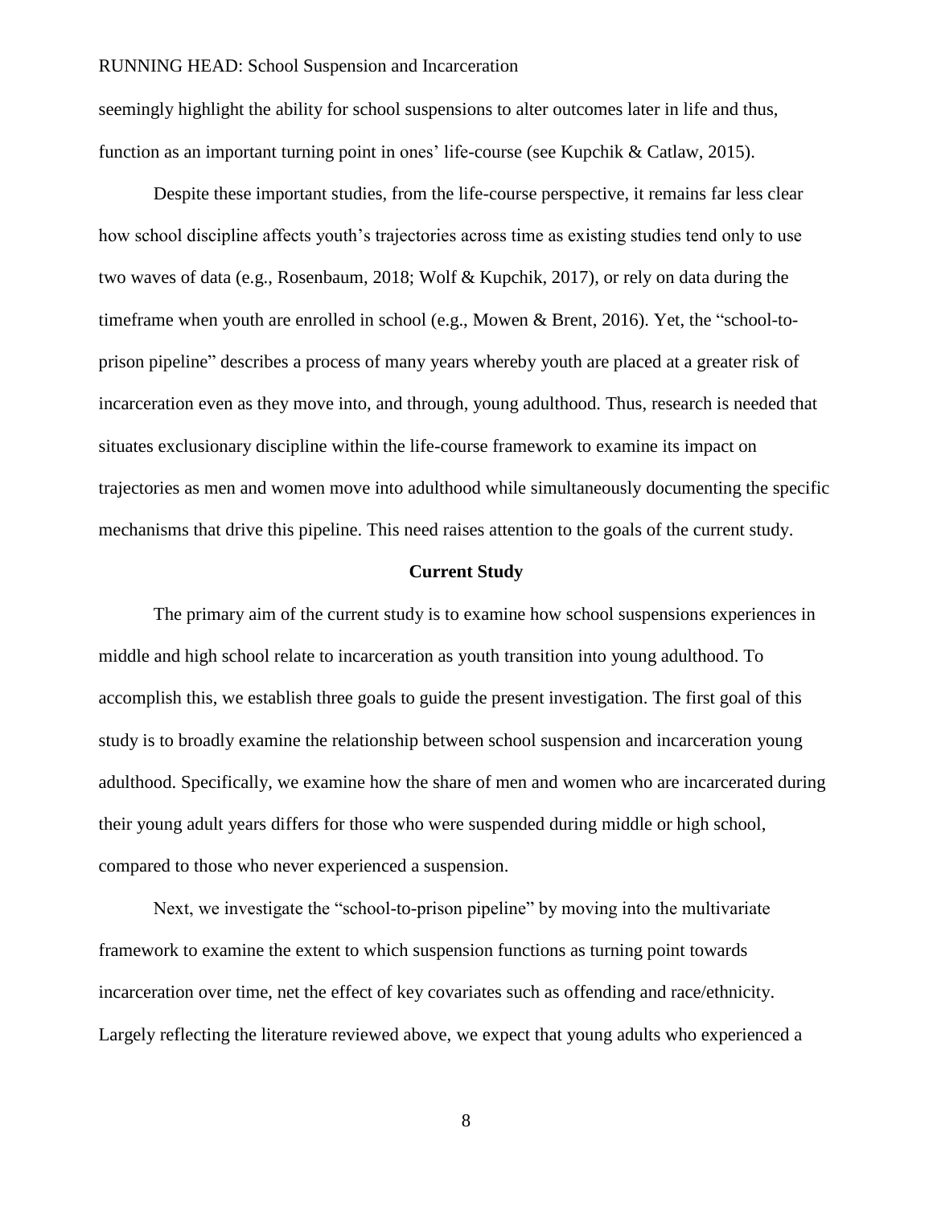seemingly highlight the ability for school suspensions to alter outcomes later in life and thus, function as an important turning point in ones' life-course (see Kupchik & Catlaw, 2015).

Despite these important studies, from the life-course perspective, it remains far less clear how school discipline affects youth's trajectories across time as existing studies tend only to use two waves of data (e.g., Rosenbaum, 2018; Wolf & Kupchik, 2017), or rely on data during the timeframe when youth are enrolled in school (e.g., Mowen & Brent, 2016). Yet, the "school-to-prison pipeline" describes a process of many years whereby youth are placed at a greater risk of incarceration even as they move into, and through, young adulthood. Thus, research is needed that situates exclusionary discipline within the life-course framework to examine its impact on trajectories as men and women move into adulthood while simultaneously documenting the specific mechanisms that drive this pipeline. This need raises attention to the goals of the current study.

## Current Study

The primary aim of the current study is to examine how school suspensions experiences in middle and high school relate to incarceration as youth transition into young adulthood. To accomplish this, we establish three goals to guide the present investigation. The first goal of this study is to broadly examine the relationship between school suspension and incarceration young adulthood. Specifically, we examine how the share of men and women who are incarcerated during their young adult years differs for those who were suspended during middle or high school, compared to those who never experienced a suspension.

Next, we investigate the "school-to-prison pipeline" by moving into the multivariate framework to examine the extent to which suspension functions as turning point towards incarceration over time, net the effect of key covariates such as offending and race/ethnicity. Largely reflecting the literature reviewed above, we expect that young adults who experienced a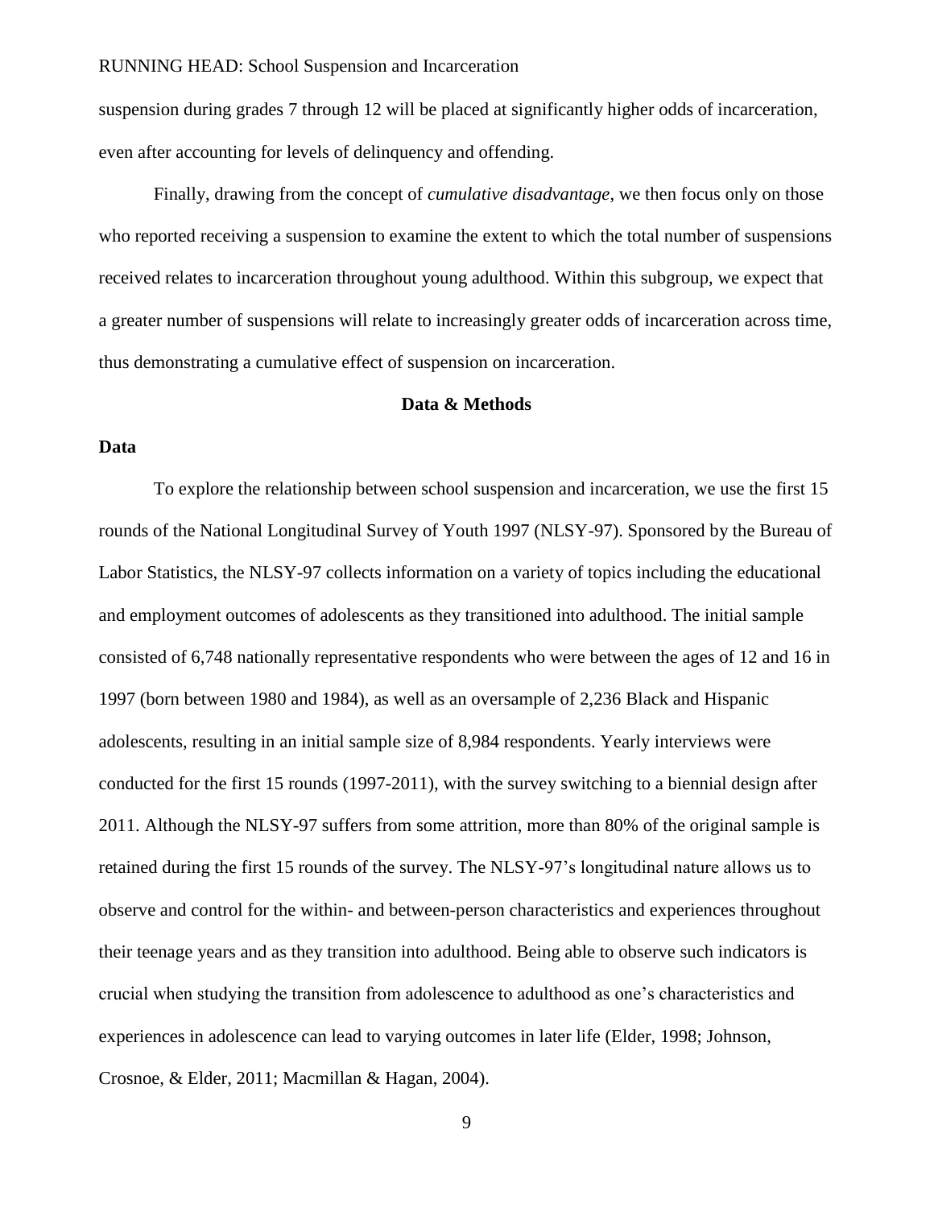suspension during grades 7 through 12 will be placed at significantly higher odds of incarceration, even after accounting for levels of delinquency and offending.

Finally, drawing from the concept of *cumulative disadvantage*, we then focus only on those who reported receiving a suspension to examine the extent to which the total number of suspensions received relates to incarceration throughout young adulthood. Within this subgroup, we expect that a greater number of suspensions will relate to increasingly greater odds of incarceration across time, thus demonstrating a cumulative effect of suspension on incarceration.

## Data & Methods

### Data

To explore the relationship between school suspension and incarceration, we use the first 15 rounds of the National Longitudinal Survey of Youth 1997 (NLSY-97). Sponsored by the Bureau of Labor Statistics, the NLSY-97 collects information on a variety of topics including the educational and employment outcomes of adolescents as they transitioned into adulthood. The initial sample consisted of 6,748 nationally representative respondents who were between the ages of 12 and 16 in 1997 (born between 1980 and 1984), as well as an oversample of 2,236 Black and Hispanic adolescents, resulting in an initial sample size of 8,984 respondents. Yearly interviews were conducted for the first 15 rounds (1997-2011), with the survey switching to a biennial design after 2011. Although the NLSY-97 suffers from some attrition, more than 80% of the original sample is retained during the first 15 rounds of the survey. The NLSY-97's longitudinal nature allows us to observe and control for the within- and between-person characteristics and experiences throughout their teenage years and as they transition into adulthood. Being able to observe such indicators is crucial when studying the transition from adolescence to adulthood as one's characteristics and experiences in adolescence can lead to varying outcomes in later life (Elder, 1998; Johnson, Crosnoe, & Elder, 2011; Macmillan & Hagan, 2004).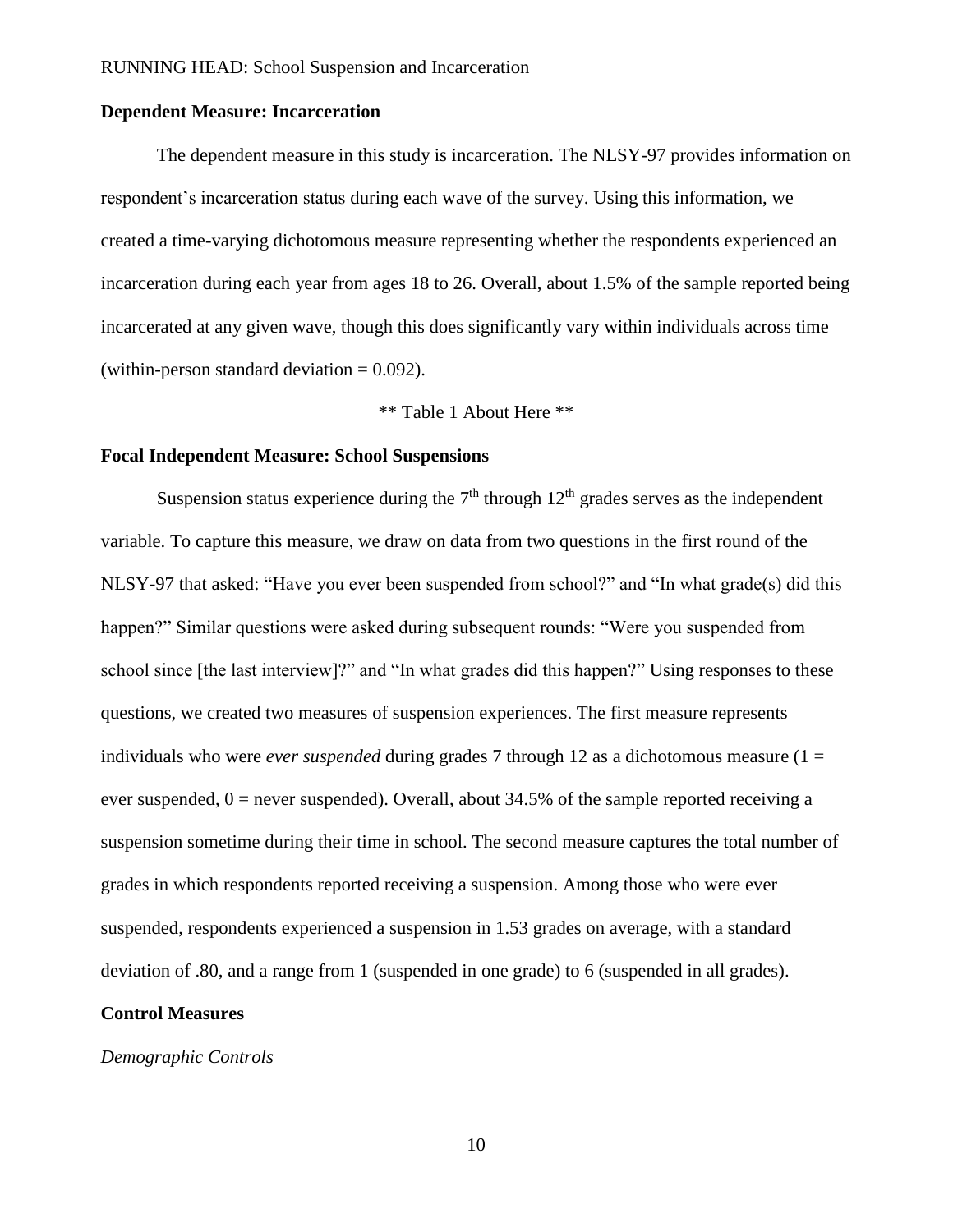**Dependent Measure: Incarceration**

The dependent measure in this study is incarceration. The NLSY-97 provides information on respondent's incarceration status during each wave of the survey. Using this information, we created a time-varying dichotomous measure representing whether the respondents experienced an incarceration during each year from ages 18 to 26. Overall, about 1.5% of the sample reported being incarcerated at any given wave, though this does significantly vary within individuals across time (within-person standard deviation = 0.092).

** Table 1 About Here **

**Focal Independent Measure: School Suspensions**

Suspension status experience during the 7th through 12th grades serves as the independent variable. To capture this measure, we draw on data from two questions in the first round of the NLSY-97 that asked: "Have you ever been suspended from school?" and "In what grade(s) did this happen?" Similar questions were asked during subsequent rounds: "Were you suspended from school since [the last interview]?" and "In what grades did this happen?" Using responses to these questions, we created two measures of suspension experiences. The first measure represents individuals who were *ever suspended* during grades 7 through 12 as a dichotomous measure (1 = ever suspended, 0 = never suspended). Overall, about 34.5% of the sample reported receiving a suspension sometime during their time in school. The second measure captures the total number of grades in which respondents reported receiving a suspension. Among those who were ever suspended, respondents experienced a suspension in 1.53 grades on average, with a standard deviation of .80, and a range from 1 (suspended in one grade) to 6 (suspended in all grades).

**Control Measures**

*Demographic Controls*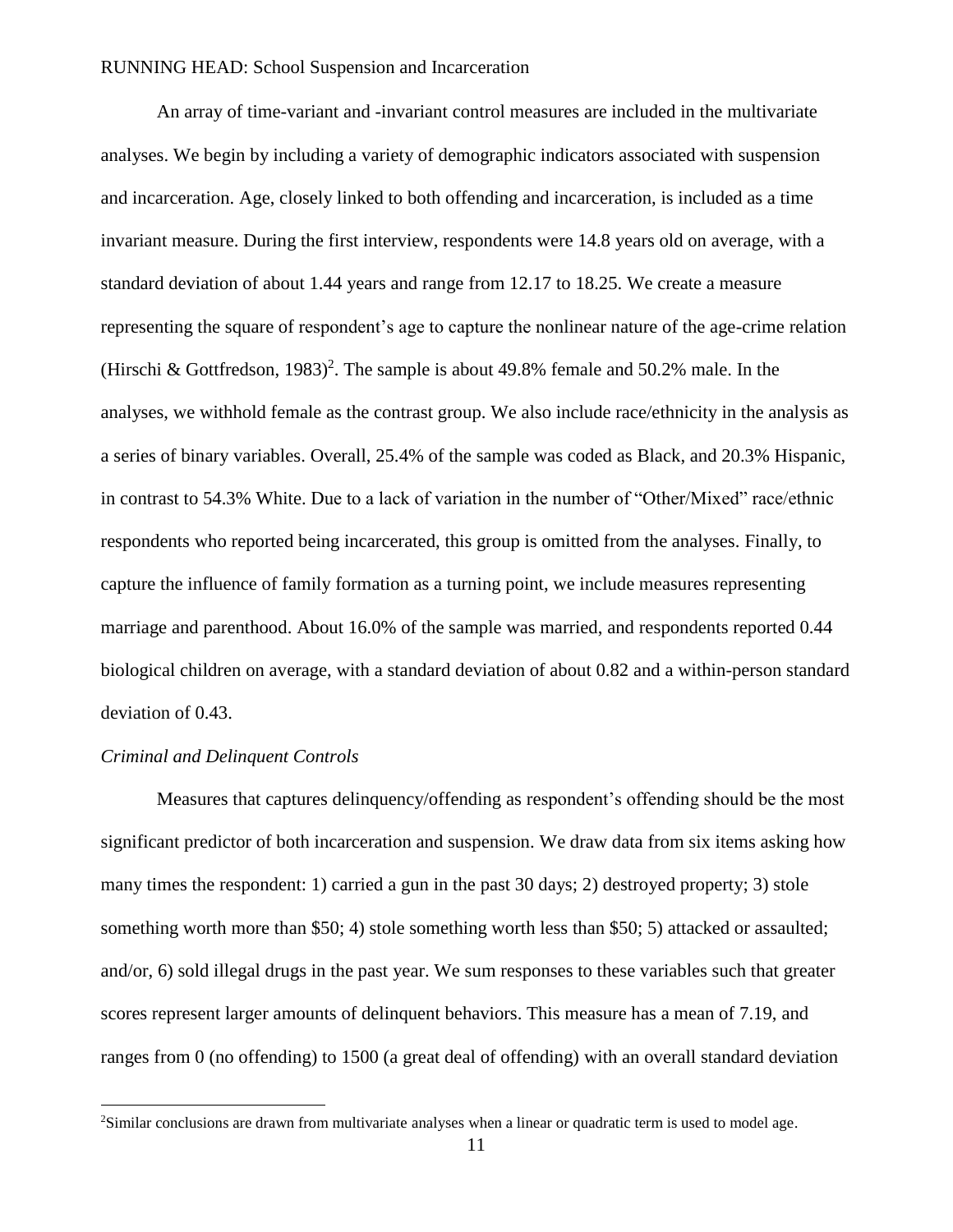An array of time-variant and -invariant control measures are included in the multivariate analyses. We begin by including a variety of demographic indicators associated with suspension and incarceration. Age, closely linked to both offending and incarceration, is included as a time invariant measure. During the first interview, respondents were 14.8 years old on average, with a standard deviation of about 1.44 years and range from 12.17 to 18.25. We create a measure representing the square of respondent's age to capture the nonlinear nature of the age-crime relation (Hirschi & Gottfredson, 1983)[2]. The sample is about 49.8% female and 50.2% male. In the analyses, we withhold female as the contrast group. We also include race/ethnicity in the analysis as a series of binary variables. Overall, 25.4% of the sample was coded as Black, and 20.3% Hispanic, in contrast to 54.3% White. Due to a lack of variation in the number of "Other/Mixed" race/ethnic respondents who reported being incarcerated, this group is omitted from the analyses. Finally, to capture the influence of family formation as a turning point, we include measures representing marriage and parenthood. About 16.0% of the sample was married, and respondents reported 0.44 biological children on average, with a standard deviation of about 0.82 and a within-person standard deviation of 0.43.

*Criminal and Delinquent Controls*

Measures that captures delinquency/offending as respondent's offending should be the most significant predictor of both incarceration and suspension. We draw data from six items asking how many times the respondent: 1) carried a gun in the past 30 days; 2) destroyed property; 3) stole something worth more than $50; 4) stole something worth less than $50; 5) attacked or assaulted; and/or, 6) sold illegal drugs in the past year. We sum responses to these variables such that greater scores represent larger amounts of delinquent behaviors. This measure has a mean of 7.19, and ranges from 0 (no offending) to 1500 (a great deal of offending) with an overall standard deviation

[2]Similar conclusions are drawn from multivariate analyses when a linear or quadratic term is used to model age.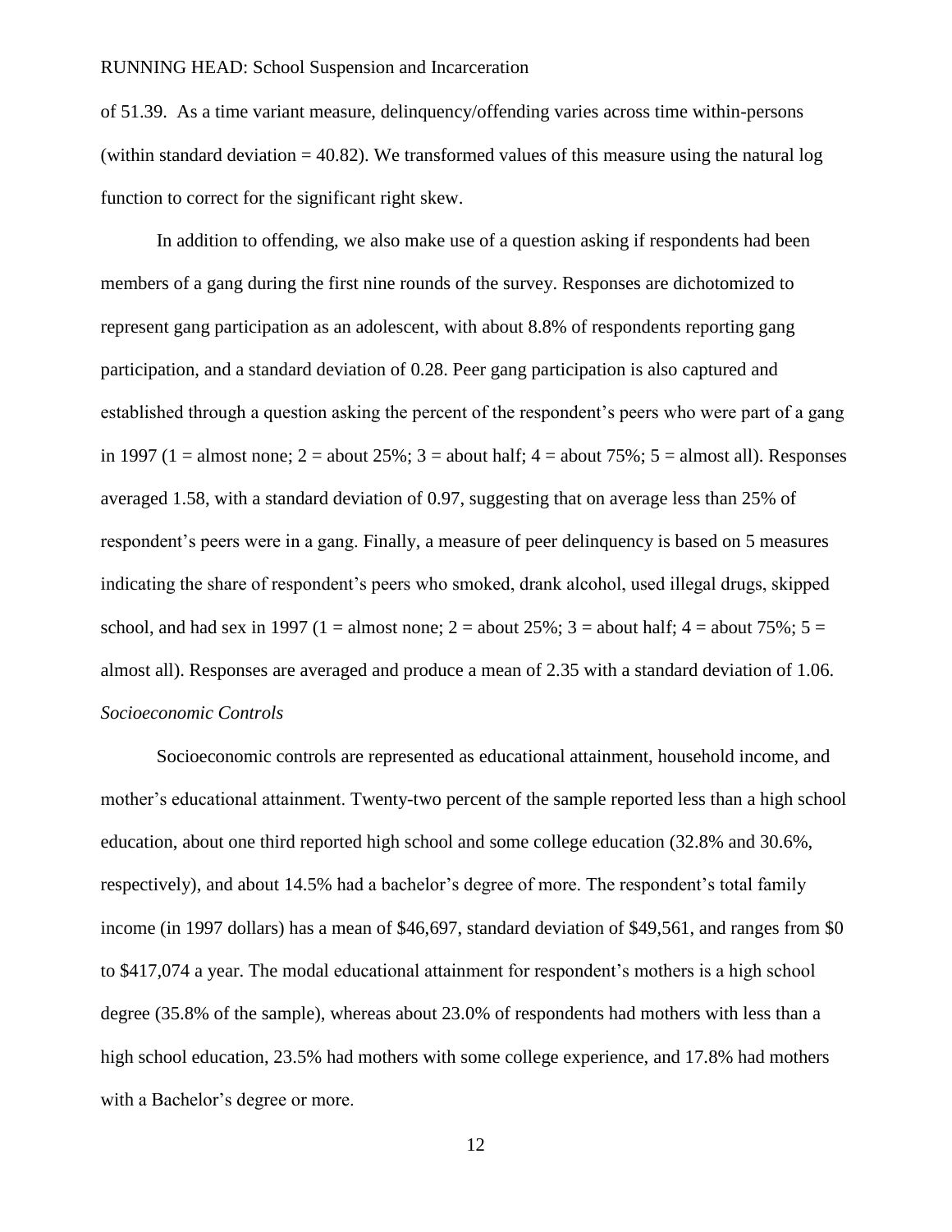of 51.39. As a time variant measure, delinquency/offending varies across time within-persons (within standard deviation = 40.82). We transformed values of this measure using the natural log function to correct for the significant right skew.

In addition to offending, we also make use of a question asking if respondents had been members of a gang during the first nine rounds of the survey. Responses are dichotomized to represent gang participation as an adolescent, with about 8.8% of respondents reporting gang participation, and a standard deviation of 0.28. Peer gang participation is also captured and established through a question asking the percent of the respondent's peers who were part of a gang in 1997 (1 = almost none; 2 = about 25%; 3 = about half; 4 = about 75%; 5 = almost all). Responses averaged 1.58, with a standard deviation of 0.97, suggesting that on average less than 25% of respondent's peers were in a gang. Finally, a measure of peer delinquency is based on 5 measures indicating the share of respondent's peers who smoked, drank alcohol, used illegal drugs, skipped school, and had sex in 1997 (1 = almost none; 2 = about 25%; 3 = about half; 4 = about 75%; 5 = almost all). Responses are averaged and produce a mean of 2.35 with a standard deviation of 1.06.

*Socioeconomic Controls*

Socioeconomic controls are represented as educational attainment, household income, and mother's educational attainment. Twenty-two percent of the sample reported less than a high school education, about one third reported high school and some college education (32.8% and 30.6%, respectively), and about 14.5% had a bachelor's degree of more. The respondent's total family income (in 1997 dollars) has a mean of $46,697, standard deviation of $49,561, and ranges from $0 to $417,074 a year. The modal educational attainment for respondent's mothers is a high school degree (35.8% of the sample), whereas about 23.0% of respondents had mothers with less than a high school education, 23.5% had mothers with some college experience, and 17.8% had mothers with a Bachelor's degree or more.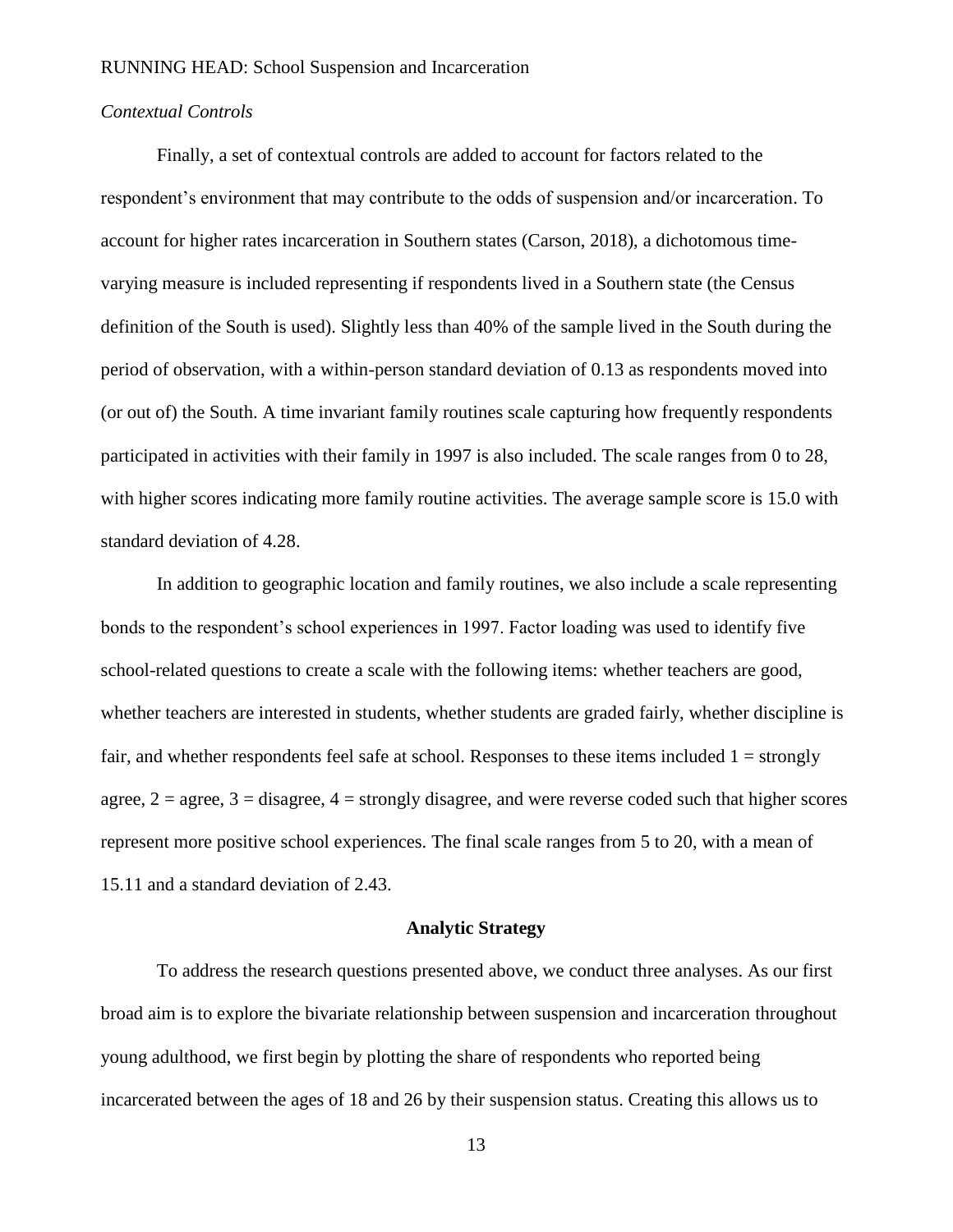*Contextual Controls*

Finally, a set of contextual controls are added to account for factors related to the respondent's environment that may contribute to the odds of suspension and/or incarceration. To account for higher rates incarceration in Southern states (Carson, 2018), a dichotomous time-varying measure is included representing if respondents lived in a Southern state (the Census definition of the South is used). Slightly less than 40% of the sample lived in the South during the period of observation, with a within-person standard deviation of 0.13 as respondents moved into (or out of) the South. A time invariant family routines scale capturing how frequently respondents participated in activities with their family in 1997 is also included. The scale ranges from 0 to 28, with higher scores indicating more family routine activities. The average sample score is 15.0 with standard deviation of 4.28.

In addition to geographic location and family routines, we also include a scale representing bonds to the respondent's school experiences in 1997. Factor loading was used to identify five school-related questions to create a scale with the following items: whether teachers are good, whether teachers are interested in students, whether students are graded fairly, whether discipline is fair, and whether respondents feel safe at school. Responses to these items included 1 = strongly agree, 2 = agree, 3 = disagree, 4 = strongly disagree, and were reverse coded such that higher scores represent more positive school experiences. The final scale ranges from 5 to 20, with a mean of 15.11 and a standard deviation of 2.43.

## Analytic Strategy

To address the research questions presented above, we conduct three analyses. As our first broad aim is to explore the bivariate relationship between suspension and incarceration throughout young adulthood, we first begin by plotting the share of respondents who reported being incarcerated between the ages of 18 and 26 by their suspension status. Creating this allows us to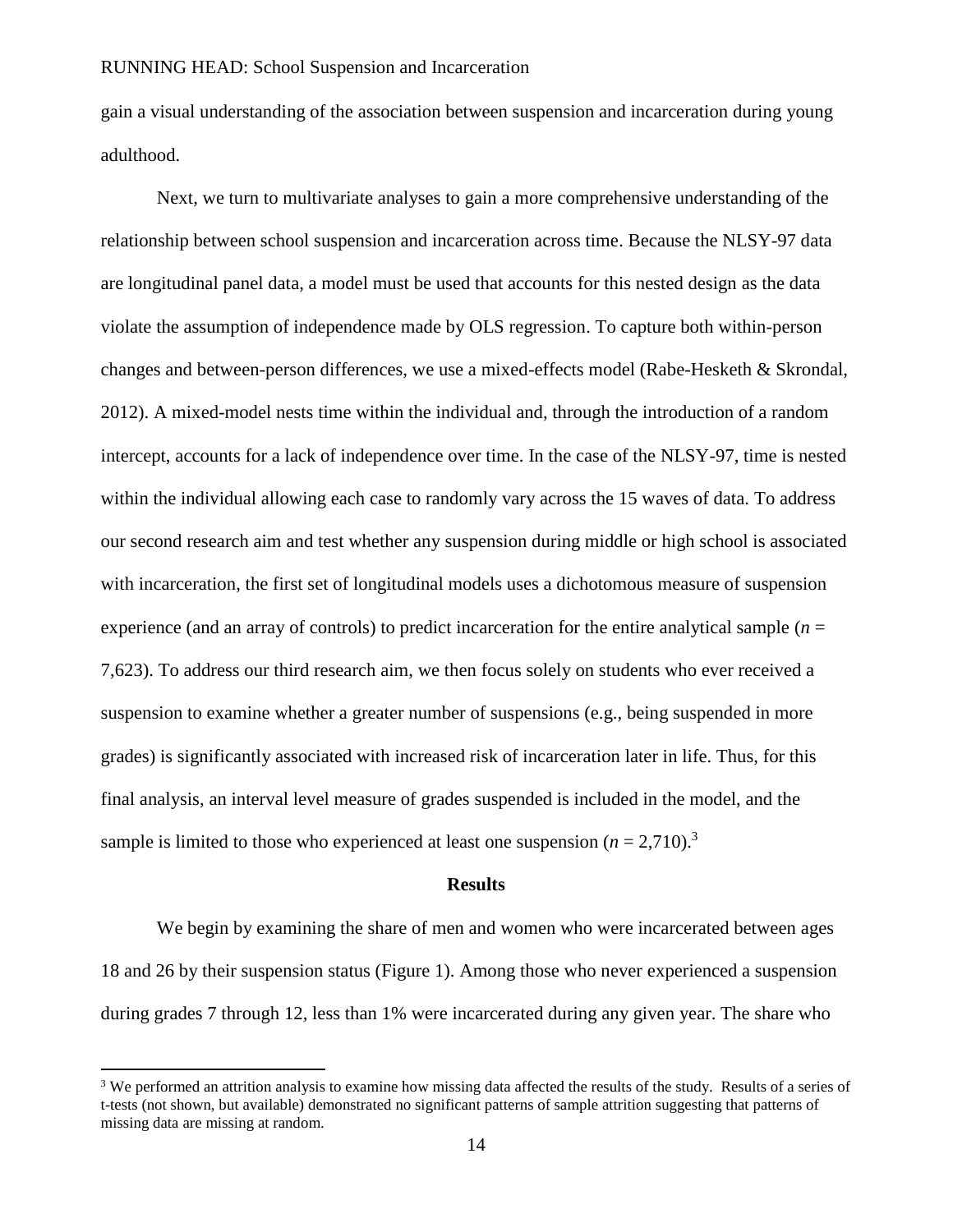gain a visual understanding of the association between suspension and incarceration during young adulthood.

Next, we turn to multivariate analyses to gain a more comprehensive understanding of the relationship between school suspension and incarceration across time. Because the NLSY-97 data are longitudinal panel data, a model must be used that accounts for this nested design as the data violate the assumption of independence made by OLS regression. To capture both within-person changes and between-person differences, we use a mixed-effects model (Rabe-Hesketh & Skrondal, 2012). A mixed-model nests time within the individual and, through the introduction of a random intercept, accounts for a lack of independence over time. In the case of the NLSY-97, time is nested within the individual allowing each case to randomly vary across the 15 waves of data. To address our second research aim and test whether any suspension during middle or high school is associated with incarceration, the first set of longitudinal models uses a dichotomous measure of suspension experience (and an array of controls) to predict incarceration for the entire analytical sample ($n$ = 7,623). To address our third research aim, we then focus solely on students who ever received a suspension to examine whether a greater number of suspensions (e.g., being suspended in more grades) is significantly associated with increased risk of incarceration later in life. Thus, for this final analysis, an interval level measure of grades suspended is included in the model, and the sample is limited to those who experienced at least one suspension ($n$ = 2,710).[3]

## Results

We begin by examining the share of men and women who were incarcerated between ages 18 and 26 by their suspension status (Figure 1). Among those who never experienced a suspension during grades 7 through 12, less than 1% were incarcerated during any given year. The share who

[3] We performed an attrition analysis to examine how missing data affected the results of the study. Results of a series of t-tests (not shown, but available) demonstrated no significant patterns of sample attrition suggesting that patterns of missing data are missing at random.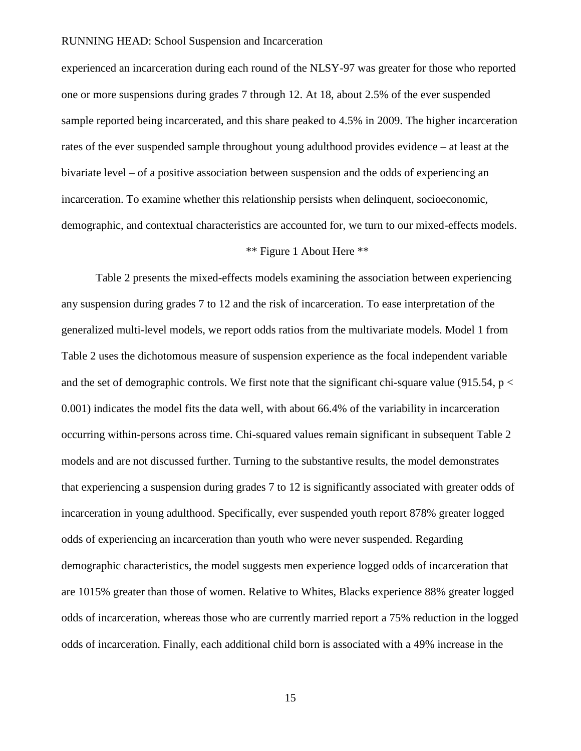experienced an incarceration during each round of the NLSY-97 was greater for those who reported one or more suspensions during grades 7 through 12. At 18, about 2.5% of the ever suspended sample reported being incarcerated, and this share peaked to 4.5% in 2009. The higher incarceration rates of the ever suspended sample throughout young adulthood provides evidence – at least at the bivariate level – of a positive association between suspension and the odds of experiencing an incarceration. To examine whether this relationship persists when delinquent, socioeconomic, demographic, and contextual characteristics are accounted for, we turn to our mixed-effects models.

** Figure 1 About Here **

Table 2 presents the mixed-effects models examining the association between experiencing any suspension during grades 7 to 12 and the risk of incarceration. To ease interpretation of the generalized multi-level models, we report odds ratios from the multivariate models. Model 1 from Table 2 uses the dichotomous measure of suspension experience as the focal independent variable and the set of demographic controls. We first note that the significant chi-square value (915.54, $p < 0.001$) indicates the model fits the data well, with about 66.4% of the variability in incarceration occurring within-persons across time. Chi-squared values remain significant in subsequent Table 2 models and are not discussed further. Turning to the substantive results, the model demonstrates that experiencing a suspension during grades 7 to 12 is significantly associated with greater odds of incarceration in young adulthood. Specifically, ever suspended youth report 878% greater logged odds of experiencing an incarceration than youth who were never suspended. Regarding demographic characteristics, the model suggests men experience logged odds of incarceration that are 1015% greater than those of women. Relative to Whites, Blacks experience 88% greater logged odds of incarceration, whereas those who are currently married report a 75% reduction in the logged odds of incarceration. Finally, each additional child born is associated with a 49% increase in the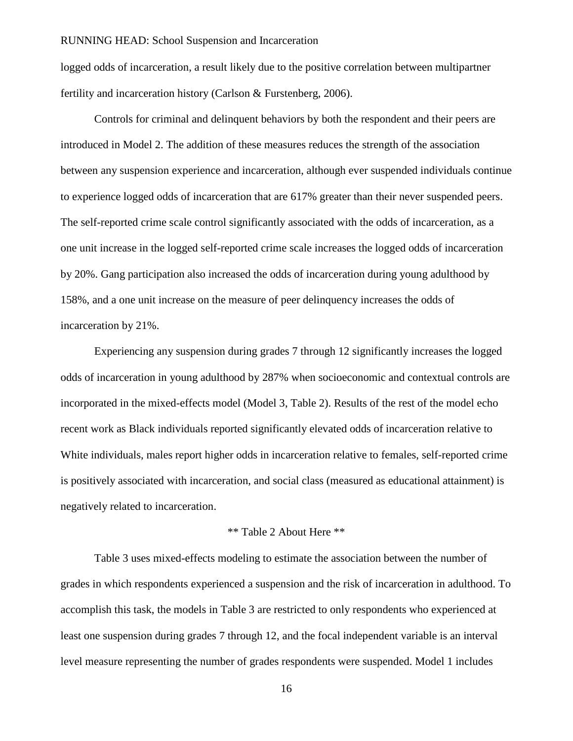logged odds of incarceration, a result likely due to the positive correlation between multipartner fertility and incarceration history (Carlson & Furstenberg, 2006).

Controls for criminal and delinquent behaviors by both the respondent and their peers are introduced in Model 2. The addition of these measures reduces the strength of the association between any suspension experience and incarceration, although ever suspended individuals continue to experience logged odds of incarceration that are 617% greater than their never suspended peers. The self-reported crime scale control significantly associated with the odds of incarceration, as a one unit increase in the logged self-reported crime scale increases the logged odds of incarceration by 20%. Gang participation also increased the odds of incarceration during young adulthood by 158%, and a one unit increase on the measure of peer delinquency increases the odds of incarceration by 21%.

Experiencing any suspension during grades 7 through 12 significantly increases the logged odds of incarceration in young adulthood by 287% when socioeconomic and contextual controls are incorporated in the mixed-effects model (Model 3, Table 2). Results of the rest of the model echo recent work as Black individuals reported significantly elevated odds of incarceration relative to White individuals, males report higher odds in incarceration relative to females, self-reported crime is positively associated with incarceration, and social class (measured as educational attainment) is negatively related to incarceration.

** Table 2 About Here **

Table 3 uses mixed-effects modeling to estimate the association between the number of grades in which respondents experienced a suspension and the risk of incarceration in adulthood. To accomplish this task, the models in Table 3 are restricted to only respondents who experienced at least one suspension during grades 7 through 12, and the focal independent variable is an interval level measure representing the number of grades respondents were suspended. Model 1 includes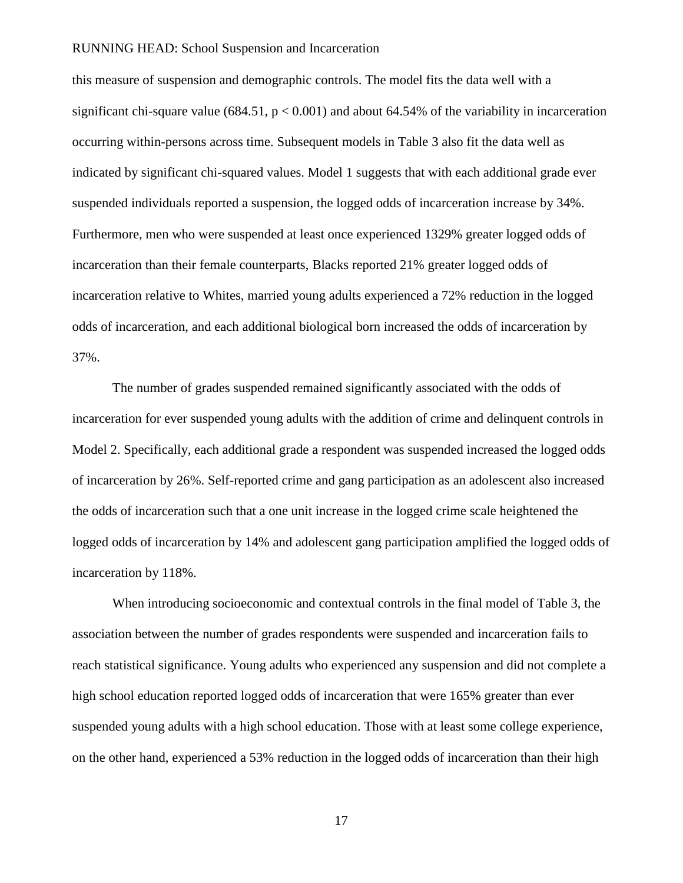this measure of suspension and demographic controls. The model fits the data well with a significant chi-square value (684.51, $p < 0.001$) and about 64.54% of the variability in incarceration occurring within-persons across time. Subsequent models in Table 3 also fit the data well as indicated by significant chi-squared values. Model 1 suggests that with each additional grade ever suspended individuals reported a suspension, the logged odds of incarceration increase by 34%. Furthermore, men who were suspended at least once experienced 1329% greater logged odds of incarceration than their female counterparts, Blacks reported 21% greater logged odds of incarceration relative to Whites, married young adults experienced a 72% reduction in the logged odds of incarceration, and each additional biological born increased the odds of incarceration by 37%.

The number of grades suspended remained significantly associated with the odds of incarceration for ever suspended young adults with the addition of crime and delinquent controls in Model 2. Specifically, each additional grade a respondent was suspended increased the logged odds of incarceration by 26%. Self-reported crime and gang participation as an adolescent also increased the odds of incarceration such that a one unit increase in the logged crime scale heightened the logged odds of incarceration by 14% and adolescent gang participation amplified the logged odds of incarceration by 118%.

When introducing socioeconomic and contextual controls in the final model of Table 3, the association between the number of grades respondents were suspended and incarceration fails to reach statistical significance. Young adults who experienced any suspension and did not complete a high school education reported logged odds of incarceration that were 165% greater than ever suspended young adults with a high school education. Those with at least some college experience, on the other hand, experienced a 53% reduction in the logged odds of incarceration than their high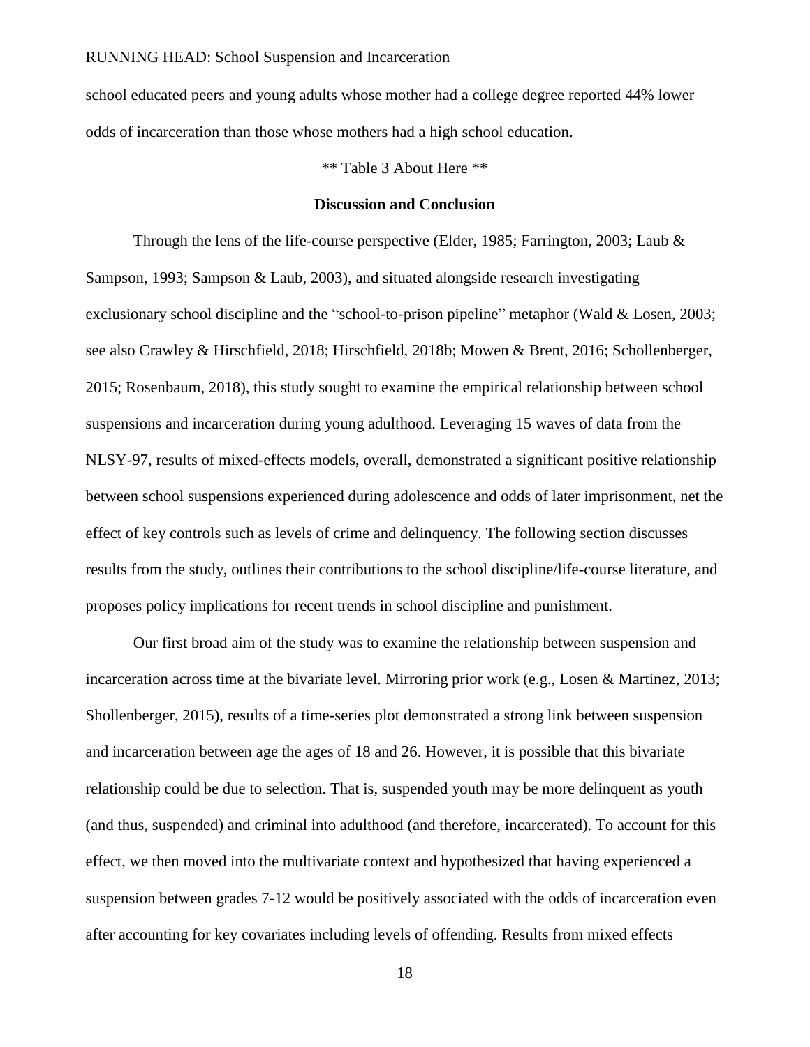school educated peers and young adults whose mother had a college degree reported 44% lower odds of incarceration than those whose mothers had a high school education.

** Table 3 About Here **

## Discussion and Conclusion

Through the lens of the life-course perspective (Elder, 1985; Farrington, 2003; Laub & Sampson, 1993; Sampson & Laub, 2003), and situated alongside research investigating exclusionary school discipline and the "school-to-prison pipeline" metaphor (Wald & Losen, 2003; see also Crawley & Hirschfield, 2018; Hirschfield, 2018b; Mowen & Brent, 2016; Schollenberger, 2015; Rosenbaum, 2018), this study sought to examine the empirical relationship between school suspensions and incarceration during young adulthood. Leveraging 15 waves of data from the NLSY-97, results of mixed-effects models, overall, demonstrated a significant positive relationship between school suspensions experienced during adolescence and odds of later imprisonment, net the effect of key controls such as levels of crime and delinquency. The following section discusses results from the study, outlines their contributions to the school discipline/life-course literature, and proposes policy implications for recent trends in school discipline and punishment.

Our first broad aim of the study was to examine the relationship between suspension and incarceration across time at the bivariate level. Mirroring prior work (e.g., Losen & Martinez, 2013; Shollenberger, 2015), results of a time-series plot demonstrated a strong link between suspension and incarceration between age the ages of 18 and 26. However, it is possible that this bivariate relationship could be due to selection. That is, suspended youth may be more delinquent as youth (and thus, suspended) and criminal into adulthood (and therefore, incarcerated). To account for this effect, we then moved into the multivariate context and hypothesized that having experienced a suspension between grades 7-12 would be positively associated with the odds of incarceration even after accounting for key covariates including levels of offending. Results from mixed effects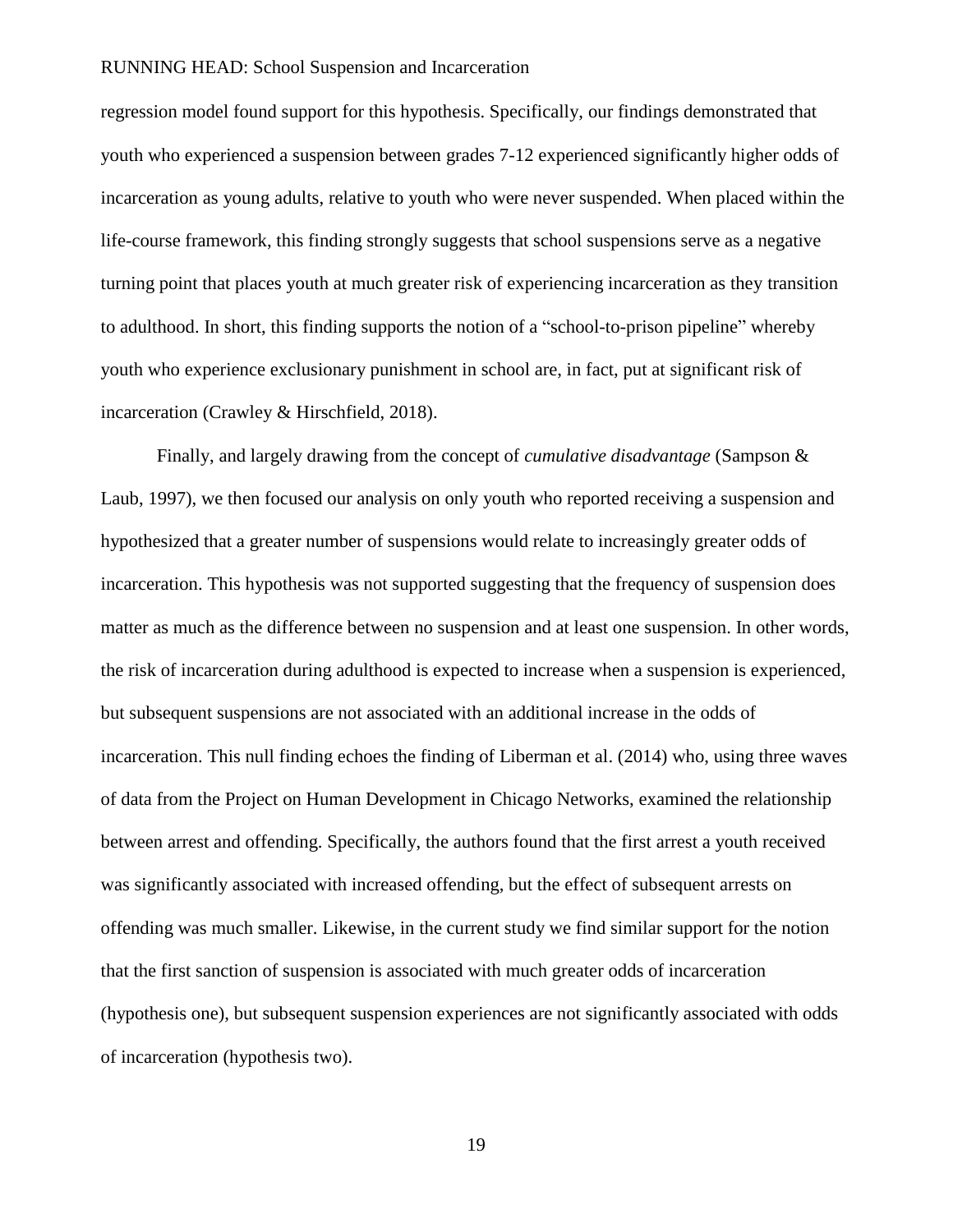regression model found support for this hypothesis. Specifically, our findings demonstrated that youth who experienced a suspension between grades 7-12 experienced significantly higher odds of incarceration as young adults, relative to youth who were never suspended. When placed within the life-course framework, this finding strongly suggests that school suspensions serve as a negative turning point that places youth at much greater risk of experiencing incarceration as they transition to adulthood. In short, this finding supports the notion of a "school-to-prison pipeline" whereby youth who experience exclusionary punishment in school are, in fact, put at significant risk of incarceration (Crawley & Hirschfield, 2018).

Finally, and largely drawing from the concept of *cumulative disadvantage* (Sampson & Laub, 1997), we then focused our analysis on only youth who reported receiving a suspension and hypothesized that a greater number of suspensions would relate to increasingly greater odds of incarceration. This hypothesis was not supported suggesting that the frequency of suspension does matter as much as the difference between no suspension and at least one suspension. In other words, the risk of incarceration during adulthood is expected to increase when a suspension is experienced, but subsequent suspensions are not associated with an additional increase in the odds of incarceration. This null finding echoes the finding of Liberman et al. (2014) who, using three waves of data from the Project on Human Development in Chicago Networks, examined the relationship between arrest and offending. Specifically, the authors found that the first arrest a youth received was significantly associated with increased offending, but the effect of subsequent arrests on offending was much smaller. Likewise, in the current study we find similar support for the notion that the first sanction of suspension is associated with much greater odds of incarceration (hypothesis one), but subsequent suspension experiences are not significantly associated with odds of incarceration (hypothesis two).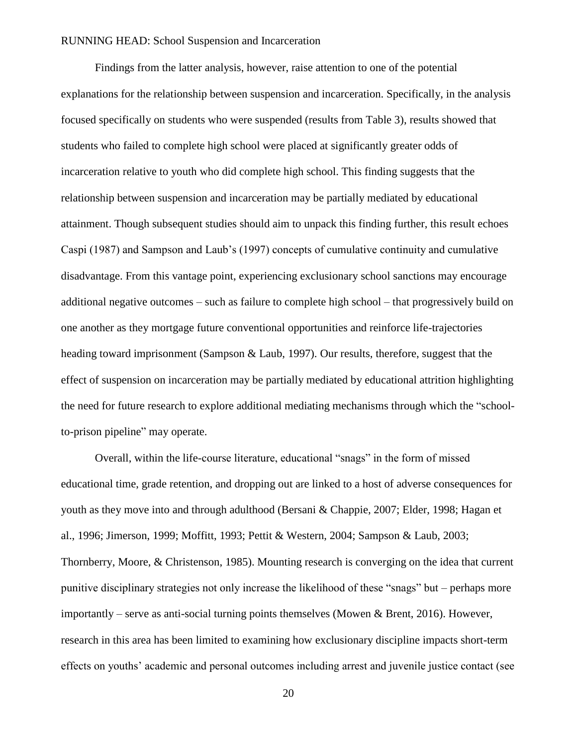Findings from the latter analysis, however, raise attention to one of the potential explanations for the relationship between suspension and incarceration. Specifically, in the analysis focused specifically on students who were suspended (results from Table 3), results showed that students who failed to complete high school were placed at significantly greater odds of incarceration relative to youth who did complete high school. This finding suggests that the relationship between suspension and incarceration may be partially mediated by educational attainment. Though subsequent studies should aim to unpack this finding further, this result echoes Caspi (1987) and Sampson and Laub's (1997) concepts of cumulative continuity and cumulative disadvantage. From this vantage point, experiencing exclusionary school sanctions may encourage additional negative outcomes – such as failure to complete high school – that progressively build on one another as they mortgage future conventional opportunities and reinforce life-trajectories heading toward imprisonment (Sampson & Laub, 1997). Our results, therefore, suggest that the effect of suspension on incarceration may be partially mediated by educational attrition highlighting the need for future research to explore additional mediating mechanisms through which the "school-to-prison pipeline" may operate.

Overall, within the life-course literature, educational "snags" in the form of missed educational time, grade retention, and dropping out are linked to a host of adverse consequences for youth as they move into and through adulthood (Bersani & Chappie, 2007; Elder, 1998; Hagan et al., 1996; Jimerson, 1999; Moffitt, 1993; Pettit & Western, 2004; Sampson & Laub, 2003; Thornberry, Moore, & Christenson, 1985). Mounting research is converging on the idea that current punitive disciplinary strategies not only increase the likelihood of these "snags" but – perhaps more importantly – serve as anti-social turning points themselves (Mowen & Brent, 2016). However, research in this area has been limited to examining how exclusionary discipline impacts short-term effects on youths' academic and personal outcomes including arrest and juvenile justice contact (see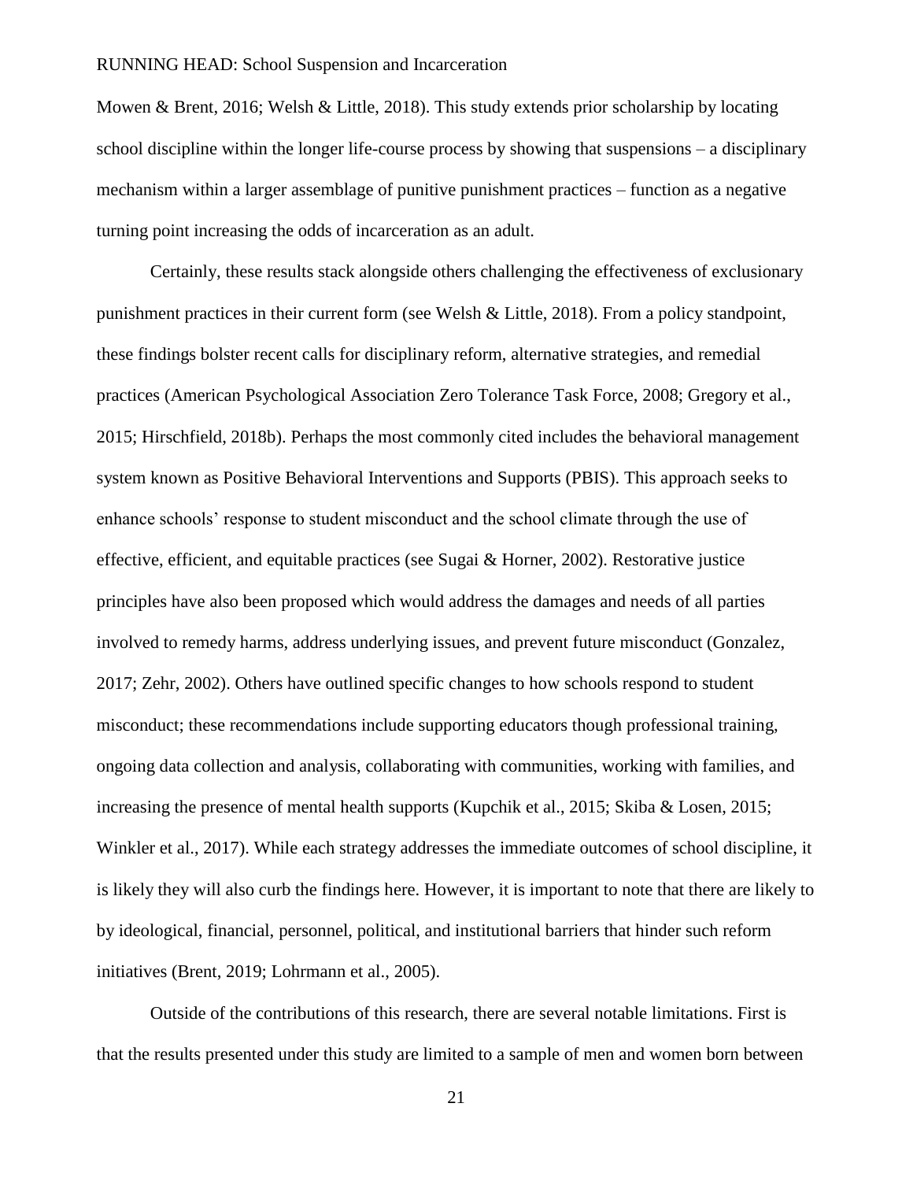Mowen & Brent, 2016; Welsh & Little, 2018). This study extends prior scholarship by locating school discipline within the longer life-course process by showing that suspensions – a disciplinary mechanism within a larger assemblage of punitive punishment practices – function as a negative turning point increasing the odds of incarceration as an adult.

Certainly, these results stack alongside others challenging the effectiveness of exclusionary punishment practices in their current form (see Welsh & Little, 2018). From a policy standpoint, these findings bolster recent calls for disciplinary reform, alternative strategies, and remedial practices (American Psychological Association Zero Tolerance Task Force, 2008; Gregory et al., 2015; Hirschfield, 2018b). Perhaps the most commonly cited includes the behavioral management system known as Positive Behavioral Interventions and Supports (PBIS). This approach seeks to enhance schools' response to student misconduct and the school climate through the use of effective, efficient, and equitable practices (see Sugai & Horner, 2002). Restorative justice principles have also been proposed which would address the damages and needs of all parties involved to remedy harms, address underlying issues, and prevent future misconduct (Gonzalez, 2017; Zehr, 2002). Others have outlined specific changes to how schools respond to student misconduct; these recommendations include supporting educators though professional training, ongoing data collection and analysis, collaborating with communities, working with families, and increasing the presence of mental health supports (Kupchik et al., 2015; Skiba & Losen, 2015; Winkler et al., 2017). While each strategy addresses the immediate outcomes of school discipline, it is likely they will also curb the findings here. However, it is important to note that there are likely to by ideological, financial, personnel, political, and institutional barriers that hinder such reform initiatives (Brent, 2019; Lohrmann et al., 2005).

Outside of the contributions of this research, there are several notable limitations. First is that the results presented under this study are limited to a sample of men and women born between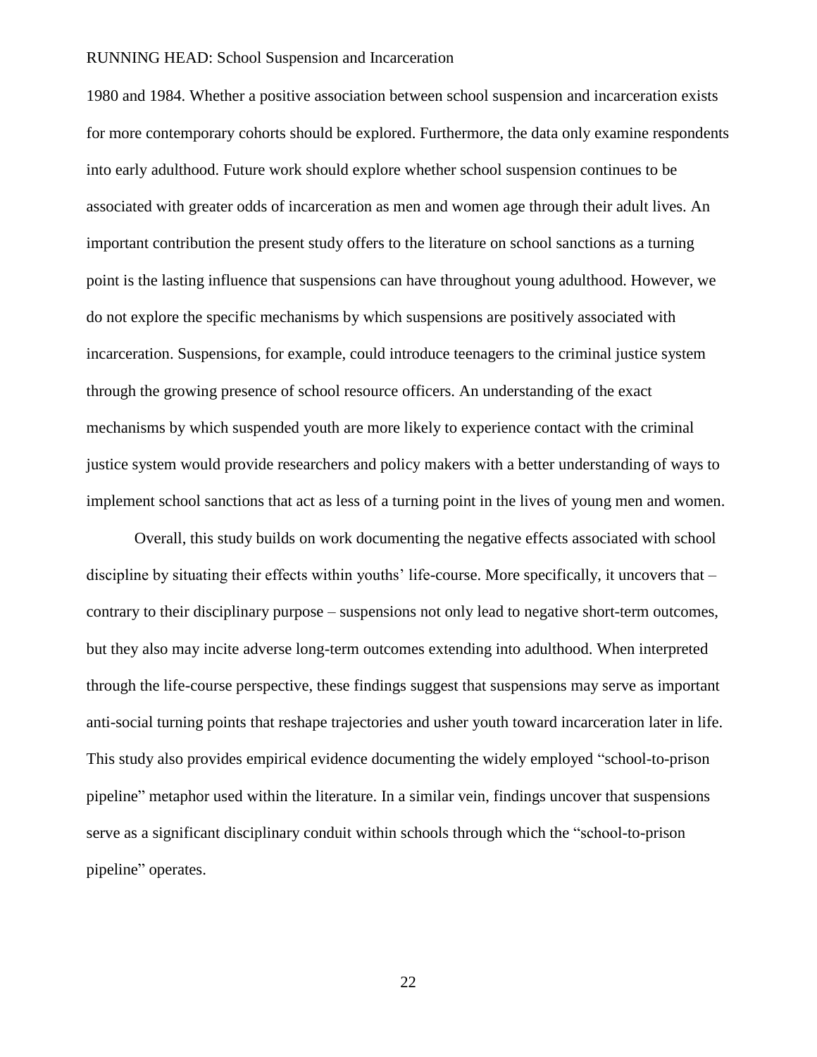1980 and 1984. Whether a positive association between school suspension and incarceration exists for more contemporary cohorts should be explored. Furthermore, the data only examine respondents into early adulthood. Future work should explore whether school suspension continues to be associated with greater odds of incarceration as men and women age through their adult lives. An important contribution the present study offers to the literature on school sanctions as a turning point is the lasting influence that suspensions can have throughout young adulthood. However, we do not explore the specific mechanisms by which suspensions are positively associated with incarceration. Suspensions, for example, could introduce teenagers to the criminal justice system through the growing presence of school resource officers. An understanding of the exact mechanisms by which suspended youth are more likely to experience contact with the criminal justice system would provide researchers and policy makers with a better understanding of ways to implement school sanctions that act as less of a turning point in the lives of young men and women.

Overall, this study builds on work documenting the negative effects associated with school discipline by situating their effects within youths' life-course. More specifically, it uncovers that – contrary to their disciplinary purpose – suspensions not only lead to negative short-term outcomes, but they also may incite adverse long-term outcomes extending into adulthood. When interpreted through the life-course perspective, these findings suggest that suspensions may serve as important anti-social turning points that reshape trajectories and usher youth toward incarceration later in life. This study also provides empirical evidence documenting the widely employed "school-to-prison pipeline" metaphor used within the literature. In a similar vein, findings uncover that suspensions serve as a significant disciplinary conduit within schools through which the "school-to-prison pipeline" operates.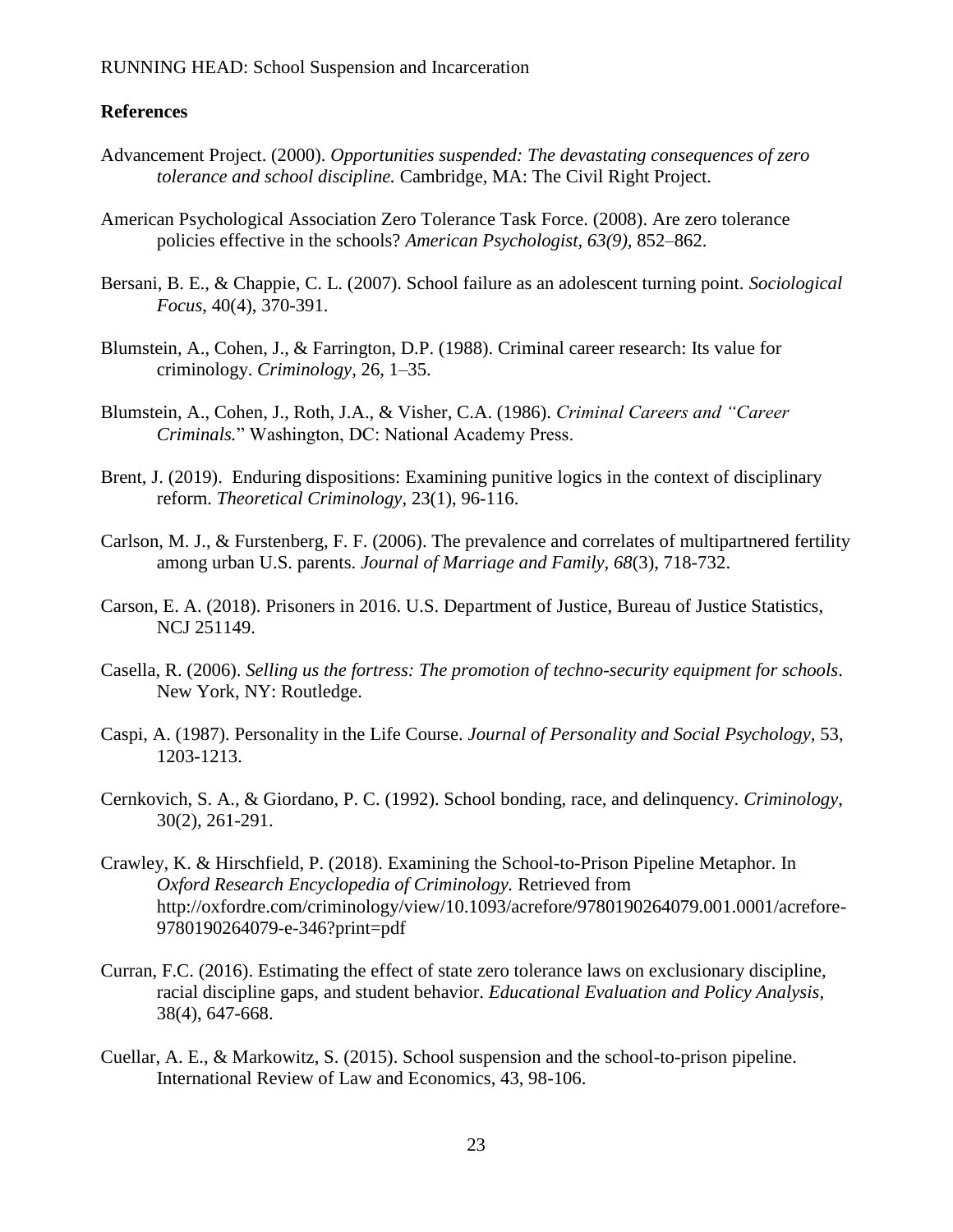**References**

Advancement Project. (2000). *Opportunities suspended: The devastating consequences of zero tolerance and school discipline.* Cambridge, MA: The Civil Right Project.

American Psychological Association Zero Tolerance Task Force. (2008). Are zero tolerance policies effective in the schools? *American Psychologist, 63(9),* 852–862.

Bersani, B. E., & Chappie, C. L. (2007). School failure as an adolescent turning point. *Sociological Focus*, 40(4), 370-391.

Blumstein, A., Cohen, J., & Farrington, D.P. (1988). Criminal career research: Its value for criminology. *Criminology*, 26, 1–35.

Blumstein, A., Cohen, J., Roth, J.A., & Visher, C.A. (1986). *Criminal Careers and "Career Criminals.*" Washington, DC: National Academy Press.

Brent, J. (2019). Enduring dispositions: Examining punitive logics in the context of disciplinary reform. *Theoretical Criminology*, 23(1), 96-116.

Carlson, M. J., & Furstenberg, F. F. (2006). The prevalence and correlates of multipartnered fertility among urban U.S. parents. *Journal of Marriage and Family*, *68*(3), 718-732.

Carson, E. A. (2018). Prisoners in 2016. U.S. Department of Justice, Bureau of Justice Statistics, NCJ 251149.

Casella, R. (2006). *Selling us the fortress: The promotion of techno-security equipment for schools*. New York, NY: Routledge.

Caspi, A. (1987). Personality in the Life Course. *Journal of Personality and Social Psychology,* 53, 1203-1213.

Cernkovich, S. A., & Giordano, P. C. (1992). School bonding, race, and delinquency. *Criminology*, 30(2), 261-291.

Crawley, K. & Hirschfield, P. (2018). Examining the School-to-Prison Pipeline Metaphor. In *Oxford Research Encyclopedia of Criminology.* Retrieved from http://oxfordre.com/criminology/view/10.1093/acrefore/9780190264079.001.0001/acrefore-9780190264079-e-346?print=pdf

Curran, F.C. (2016). Estimating the effect of state zero tolerance laws on exclusionary discipline, racial discipline gaps, and student behavior. *Educational Evaluation and Policy Analysis*, 38(4), 647-668.

Cuellar, A. E., & Markowitz, S. (2015). School suspension and the school-to-prison pipeline. International Review of Law and Economics, 43, 98-106.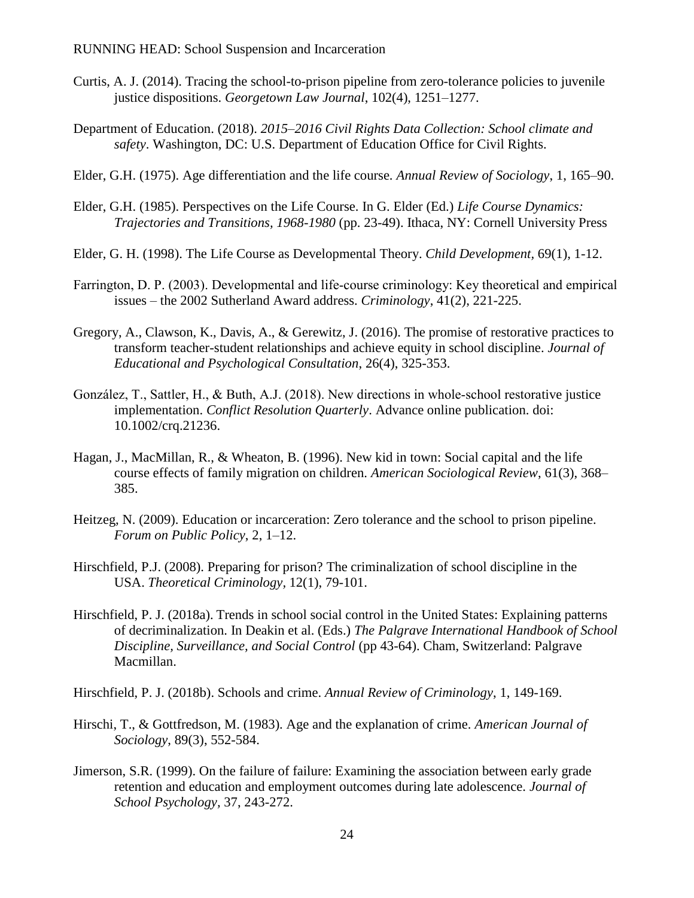Curtis, A. J. (2014). Tracing the school-to-prison pipeline from zero-tolerance policies to juvenile justice dispositions. *Georgetown Law Journal*, 102(4), 1251–1277.

Department of Education. (2018). *2015–2016 Civil Rights Data Collection: School climate and safety*. Washington, DC: U.S. Department of Education Office for Civil Rights.

Elder, G.H. (1975). Age differentiation and the life course. *Annual Review of Sociology*, 1, 165–90.

Elder, G.H. (1985). Perspectives on the Life Course. In G. Elder (Ed.) *Life Course Dynamics: Trajectories and Transitions, 1968-1980* (pp. 23-49). Ithaca, NY: Cornell University Press

Elder, G. H. (1998). The Life Course as Developmental Theory. *Child Development*, 69(1), 1-12.

Farrington, D. P. (2003). Developmental and life-course criminology: Key theoretical and empirical issues – the 2002 Sutherland Award address. *Criminology*, 41(2), 221-225.

Gregory, A., Clawson, K., Davis, A., & Gerewitz, J. (2016). The promise of restorative practices to transform teacher-student relationships and achieve equity in school discipline. *Journal of Educational and Psychological Consultation*, 26(4), 325-353.

González, T., Sattler, H., & Buth, A.J. (2018). New directions in whole-school restorative justice implementation. *Conflict Resolution Quarterly*. Advance online publication. doi: 10.1002/crq.21236.

Hagan, J., MacMillan, R., & Wheaton, B. (1996). New kid in town: Social capital and the life course effects of family migration on children. *American Sociological Review*, 61(3), 368–385.

Heitzeg, N. (2009). Education or incarceration: Zero tolerance and the school to prison pipeline. *Forum on Public Policy*, 2, 1–12.

Hirschfield, P.J. (2008). Preparing for prison? The criminalization of school discipline in the USA. *Theoretical Criminology*, 12(1), 79-101.

Hirschfield, P. J. (2018a). Trends in school social control in the United States: Explaining patterns of decriminalization. In Deakin et al. (Eds.) *The Palgrave International Handbook of School Discipline, Surveillance, and Social Control* (pp 43-64). Cham, Switzerland: Palgrave Macmillan.

Hirschfield, P. J. (2018b). Schools and crime. *Annual Review of Criminology*, 1, 149-169.

Hirschi, T., & Gottfredson, M. (1983). Age and the explanation of crime. *American Journal of Sociology*, 89(3), 552-584.

Jimerson, S.R. (1999). On the failure of failure: Examining the association between early grade retention and education and employment outcomes during late adolescence. *Journal of School Psychology*, 37, 243-272.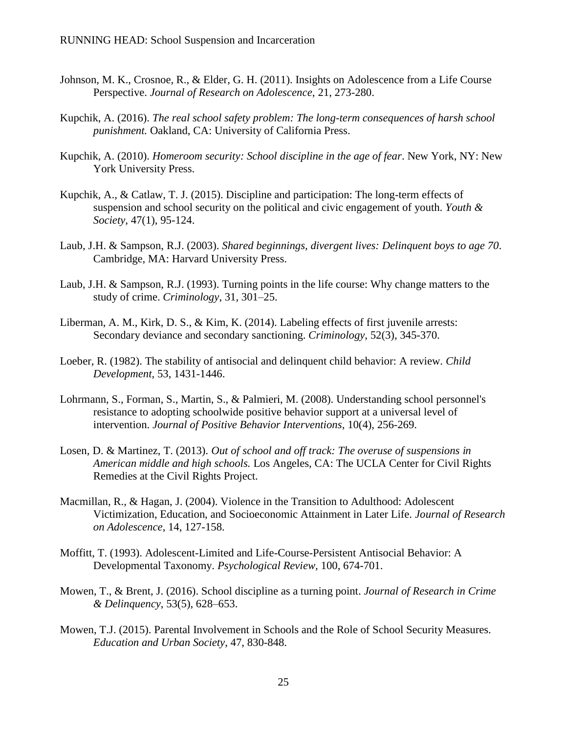Johnson, M. K., Crosnoe, R., & Elder, G. H. (2011). Insights on Adolescence from a Life Course Perspective. *Journal of Research on Adolescence*, 21, 273-280.

Kupchik, A. (2016). *The real school safety problem: The long-term consequences of harsh school punishment.* Oakland, CA: University of California Press.

Kupchik, A. (2010). *Homeroom security: School discipline in the age of fear*. New York, NY: New York University Press.

Kupchik, A., & Catlaw, T. J. (2015). Discipline and participation: The long-term effects of suspension and school security on the political and civic engagement of youth. *Youth & Society*, 47(1), 95-124.

Laub, J.H. & Sampson, R.J. (2003). *Shared beginnings, divergent lives: Delinquent boys to age 70*. Cambridge, MA: Harvard University Press.

Laub, J.H. & Sampson, R.J. (1993). Turning points in the life course: Why change matters to the study of crime. *Criminology*, 31, 301–25.

Liberman, A. M., Kirk, D. S., & Kim, K. (2014). Labeling effects of first juvenile arrests: Secondary deviance and secondary sanctioning. *Criminology*, 52(3), 345-370.

Loeber, R. (1982). The stability of antisocial and delinquent child behavior: A review. *Child Development*, 53, 1431-1446.

Lohrmann, S., Forman, S., Martin, S., & Palmieri, M. (2008). Understanding school personnel's resistance to adopting schoolwide positive behavior support at a universal level of intervention. *Journal of Positive Behavior Interventions*, 10(4), 256-269.

Losen, D. & Martinez, T. (2013). *Out of school and off track: The overuse of suspensions in American middle and high schools.* Los Angeles, CA: The UCLA Center for Civil Rights Remedies at the Civil Rights Project.

Macmillan, R., & Hagan, J. (2004). Violence in the Transition to Adulthood: Adolescent Victimization, Education, and Socioeconomic Attainment in Later Life. *Journal of Research on Adolescence*, 14, 127-158.

Moffitt, T. (1993). Adolescent-Limited and Life-Course-Persistent Antisocial Behavior: A Developmental Taxonomy. *Psychological Review,* 100, 674-701.

Mowen, T., & Brent, J. (2016). School discipline as a turning point. *Journal of Research in Crime & Delinquency*, 53(5), 628–653.

Mowen, T.J. (2015). Parental Involvement in Schools and the Role of School Security Measures. *Education and Urban Society*, 47, 830-848.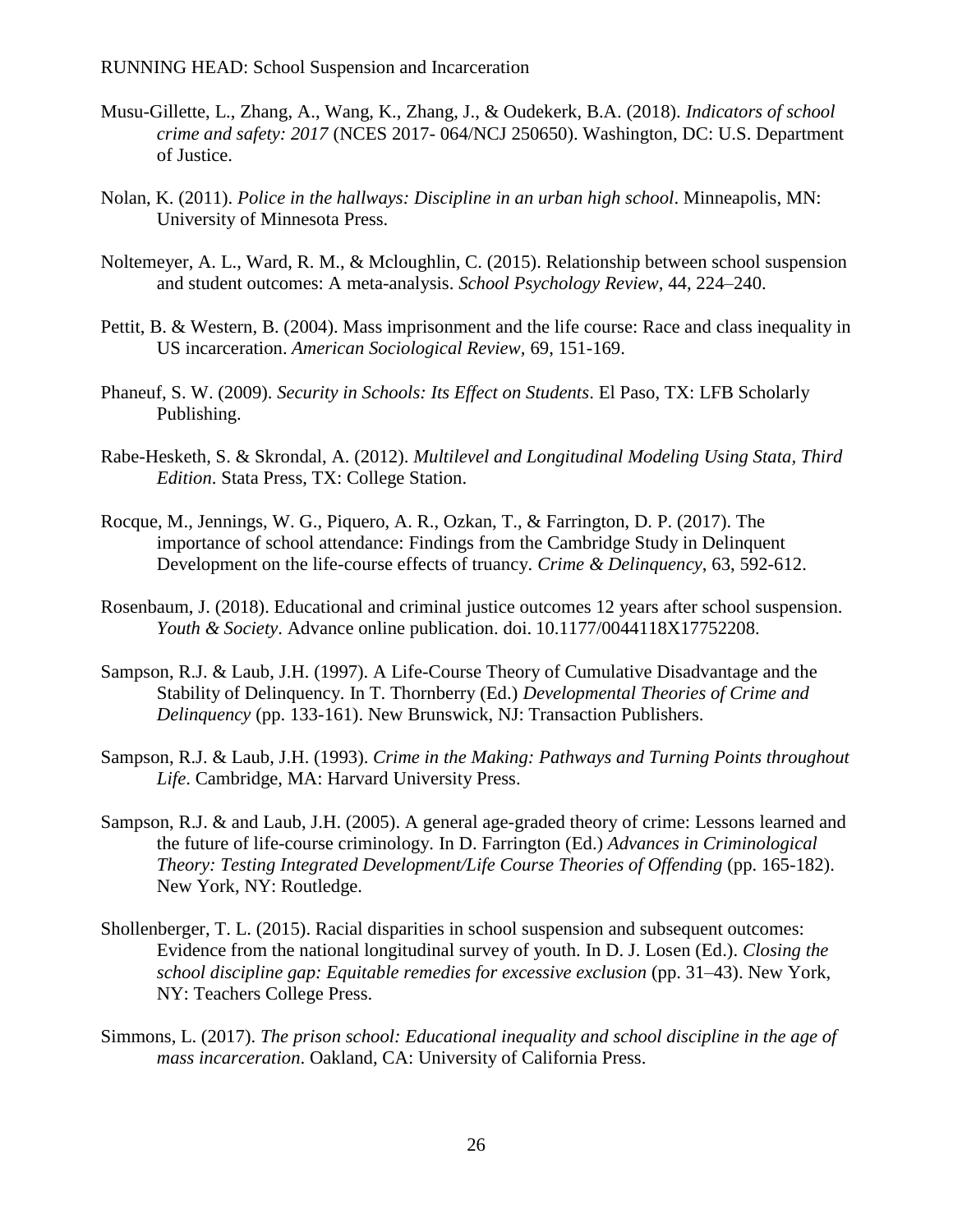Musu-Gillette, L., Zhang, A., Wang, K., Zhang, J., & Oudekerk, B.A. (2018). *Indicators of school crime and safety: 2017* (NCES 2017- 064/NCJ 250650). Washington, DC: U.S. Department of Justice.

Nolan, K. (2011). *Police in the hallways: Discipline in an urban high school*. Minneapolis, MN: University of Minnesota Press.

Noltemeyer, A. L., Ward, R. M., & Mcloughlin, C. (2015). Relationship between school suspension and student outcomes: A meta-analysis. *School Psychology Review*, 44, 224–240.

Pettit, B. & Western, B. (2004). Mass imprisonment and the life course: Race and class inequality in US incarceration. *American Sociological Review*, 69, 151-169.

Phaneuf, S. W. (2009). *Security in Schools: Its Effect on Students*. El Paso, TX: LFB Scholarly Publishing.

Rabe-Hesketh, S. & Skrondal, A. (2012). *Multilevel and Longitudinal Modeling Using Stata, Third Edition*. Stata Press, TX: College Station.

Rocque, M., Jennings, W. G., Piquero, A. R., Ozkan, T., & Farrington, D. P. (2017). The importance of school attendance: Findings from the Cambridge Study in Delinquent Development on the life-course effects of truancy. *Crime & Delinquency*, 63, 592-612.

Rosenbaum, J. (2018). Educational and criminal justice outcomes 12 years after school suspension. *Youth & Society*. Advance online publication. doi. 10.1177/0044118X17752208.

Sampson, R.J. & Laub, J.H. (1997). A Life-Course Theory of Cumulative Disadvantage and the Stability of Delinquency. In T. Thornberry (Ed.) *Developmental Theories of Crime and Delinquency* (pp. 133-161). New Brunswick, NJ: Transaction Publishers.

Sampson, R.J. & Laub, J.H. (1993). *Crime in the Making: Pathways and Turning Points throughout Life*. Cambridge, MA: Harvard University Press.

Sampson, R.J. & and Laub, J.H. (2005). A general age-graded theory of crime: Lessons learned and the future of life-course criminology. In D. Farrington (Ed.) *Advances in Criminological Theory: Testing Integrated Development/Life Course Theories of Offending* (pp. 165-182). New York, NY: Routledge.

Shollenberger, T. L. (2015). Racial disparities in school suspension and subsequent outcomes: Evidence from the national longitudinal survey of youth. In D. J. Losen (Ed.). *Closing the school discipline gap: Equitable remedies for excessive exclusion* (pp. 31–43). New York, NY: Teachers College Press.

Simmons, L. (2017). *The prison school: Educational inequality and school discipline in the age of mass incarceration*. Oakland, CA: University of California Press.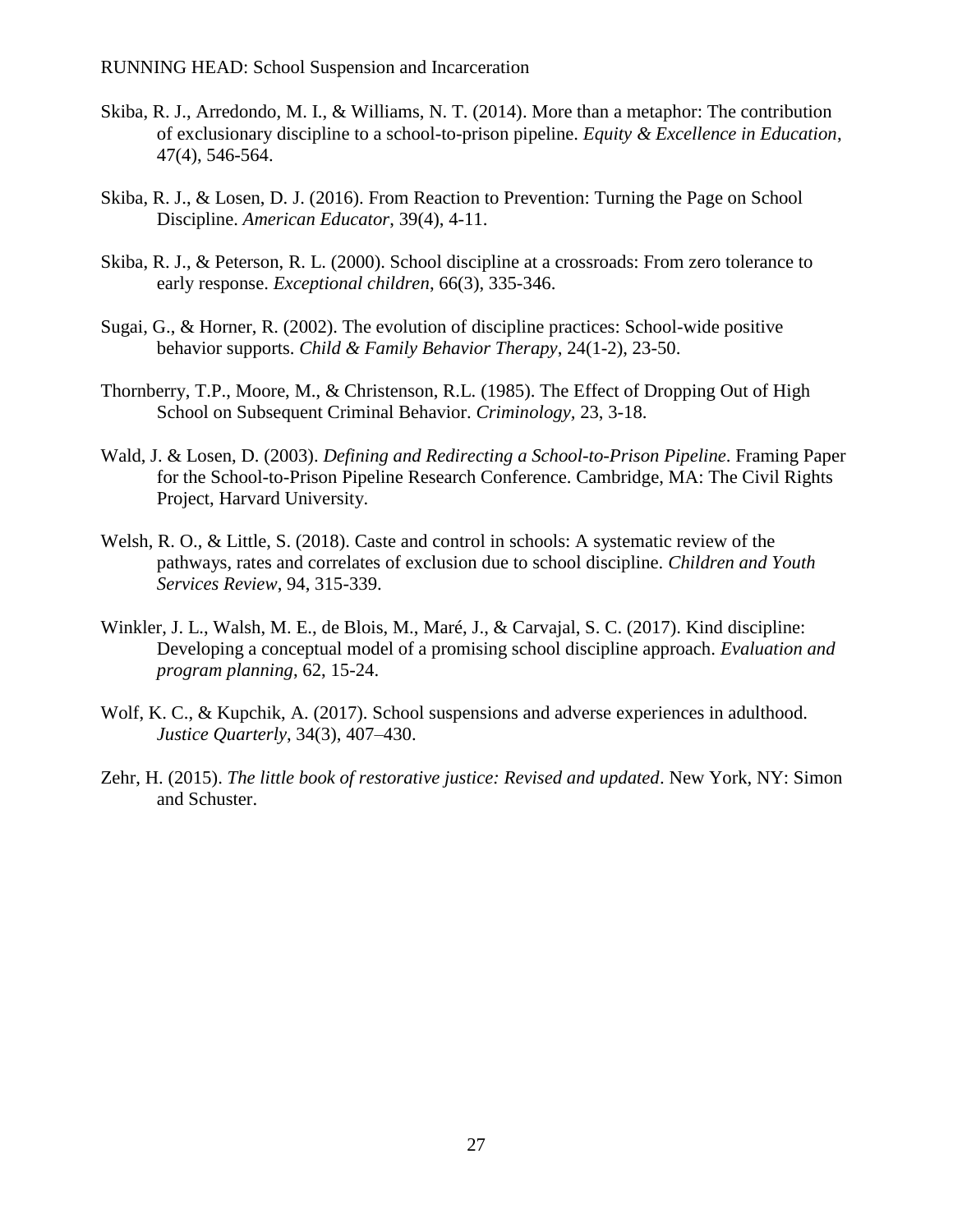Skiba, R. J., Arredondo, M. I., & Williams, N. T. (2014). More than a metaphor: The contribution of exclusionary discipline to a school-to-prison pipeline. *Equity & Excellence in Education*, 47(4), 546-564.

Skiba, R. J., & Losen, D. J. (2016). From Reaction to Prevention: Turning the Page on School Discipline. *American Educator*, 39(4), 4-11.

Skiba, R. J., & Peterson, R. L. (2000). School discipline at a crossroads: From zero tolerance to early response. *Exceptional children*, 66(3), 335-346.

Sugai, G., & Horner, R. (2002). The evolution of discipline practices: School-wide positive behavior supports. *Child & Family Behavior Therapy*, 24(1-2), 23-50.

Thornberry, T.P., Moore, M., & Christenson, R.L. (1985). The Effect of Dropping Out of High School on Subsequent Criminal Behavior. *Criminology*, 23, 3-18.

Wald, J. & Losen, D. (2003). *Defining and Redirecting a School-to-Prison Pipeline*. Framing Paper for the School-to-Prison Pipeline Research Conference. Cambridge, MA: The Civil Rights Project, Harvard University.

Welsh, R. O., & Little, S. (2018). Caste and control in schools: A systematic review of the pathways, rates and correlates of exclusion due to school discipline. *Children and Youth Services Review*, 94, 315-339.

Winkler, J. L., Walsh, M. E., de Blois, M., Maré, J., & Carvajal, S. C. (2017). Kind discipline: Developing a conceptual model of a promising school discipline approach. *Evaluation and program planning*, 62, 15-24.

Wolf, K. C., & Kupchik, A. (2017). School suspensions and adverse experiences in adulthood. *Justice Quarterly*, 34(3), 407–430.

Zehr, H. (2015). *The little book of restorative justice: Revised and updated*. New York, NY: Simon and Schuster.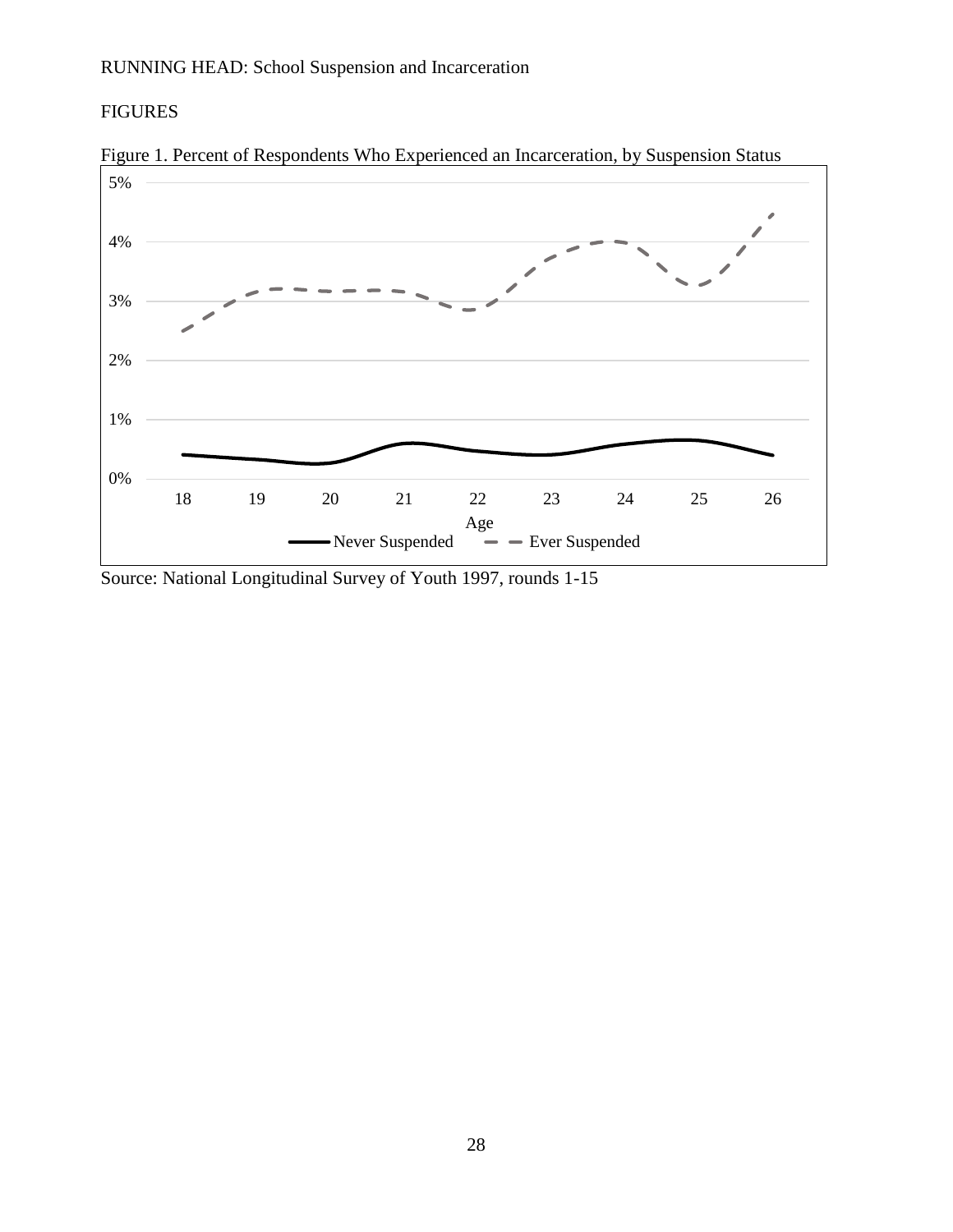FIGURES

Figure 1. Percent of Respondents Who Experienced an Incarceration, by Suspension Status

Source: National Longitudinal Survey of Youth 1997, rounds 1-15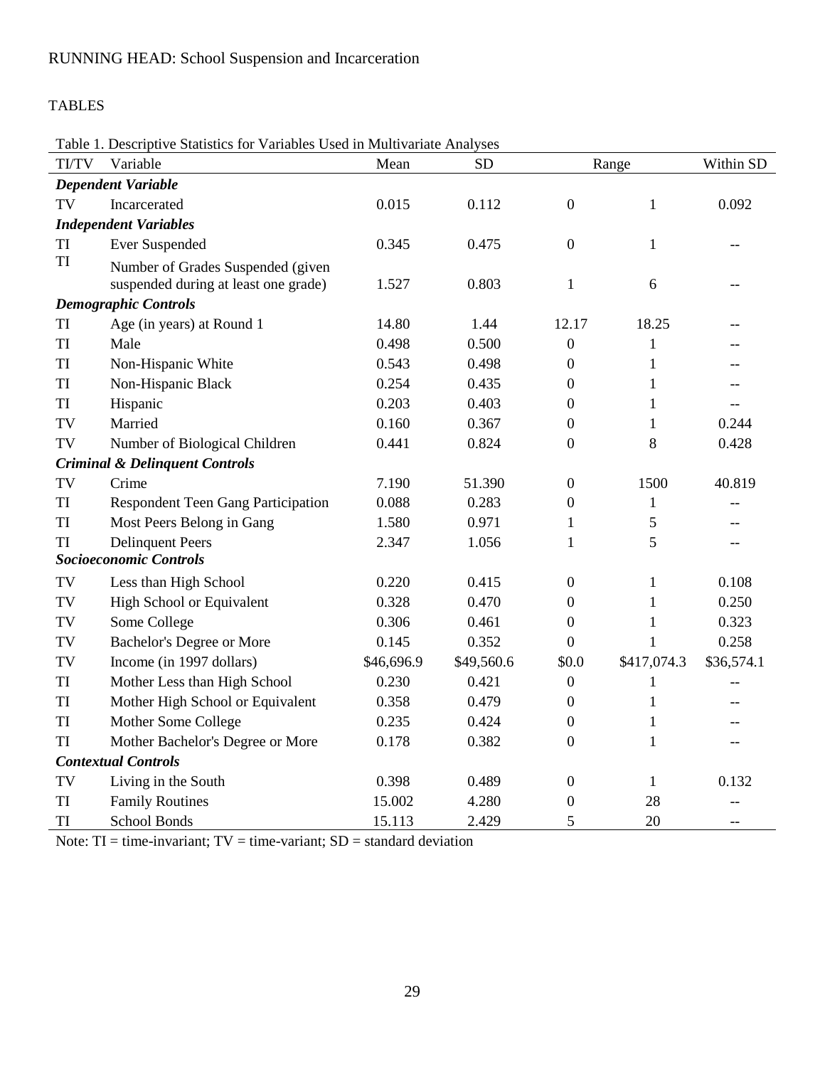TABLES

Table 1. Descriptive Statistics for Variables Used in Multivariate Analyses

| TI/TV | Variable | Mean | SD | Range | | Within SD |
|---|---|---|---|---|---|---|
| ***Dependent Variable*** | | | | | | |
| TV | Incarcerated | 0.015 | 0.112 | 0 | 1 | 0.092 |
| ***Independent Variables*** | | | | | | |
| TI | Ever Suspended | 0.345 | 0.475 | 0 | 1 | -- |
| TI | Number of Grades Suspended (given suspended during at least one grade) | 1.527 | 0.803 | 1 | 6 | -- |
| ***Demographic Controls*** | | | | | | |
| TI | Age (in years) at Round 1 | 14.80 | 1.44 | 12.17 | 18.25 | -- |
| TI | Male | 0.498 | 0.500 | 0 | 1 | -- |
| TI | Non-Hispanic White | 0.543 | 0.498 | 0 | 1 | -- |
| TI | Non-Hispanic Black | 0.254 | 0.435 | 0 | 1 | -- |
| TI | Hispanic | 0.203 | 0.403 | 0 | 1 | -- |
| TV | Married | 0.160 | 0.367 | 0 | 1 | 0.244 |
| TV | Number of Biological Children | 0.441 | 0.824 | 0 | 8 | 0.428 |
| ***Criminal & Delinquent Controls*** | | | | | | |
| TV | Crime | 7.190 | 51.390 | 0 | 1500 | 40.819 |
| TI | Respondent Teen Gang Participation | 0.088 | 0.283 | 0 | 1 | -- |
| TI | Most Peers Belong in Gang | 1.580 | 0.971 | 1 | 5 | -- |
| TI | Delinquent Peers | 2.347 | 1.056 | 1 | 5 | -- |
| ***Socioeconomic Controls*** | | | | | | |
| TV | Less than High School | 0.220 | 0.415 | 0 | 1 | 0.108 |
| TV | High School or Equivalent | 0.328 | 0.470 | 0 | 1 | 0.250 |
| TV | Some College | 0.306 | 0.461 | 0 | 1 | 0.323 |
| TV | Bachelor's Degree or More | 0.145 | 0.352 | 0 | 1 | 0.258 |
| TV | Income (in 1997 dollars) | $46,696.9 | $49,560.6 | $0.0 | $417,074.3 | $36,574.1 |
| TI | Mother Less than High School | 0.230 | 0.421 | 0 | 1 | -- |
| TI | Mother High School or Equivalent | 0.358 | 0.479 | 0 | 1 | -- |
| TI | Mother Some College | 0.235 | 0.424 | 0 | 1 | -- |
| TI | Mother Bachelor's Degree or More | 0.178 | 0.382 | 0 | 1 | -- |
| ***Contextual Controls*** | | | | | | |
| TV | Living in the South | 0.398 | 0.489 | 0 | 1 | 0.132 |
| TI | Family Routines | 15.002 | 4.280 | 0 | 28 | -- |
| TI | School Bonds | 15.113 | 2.429 | 5 | 20 | -- |

Note: TI = time-invariant; TV = time-variant; SD = standard deviation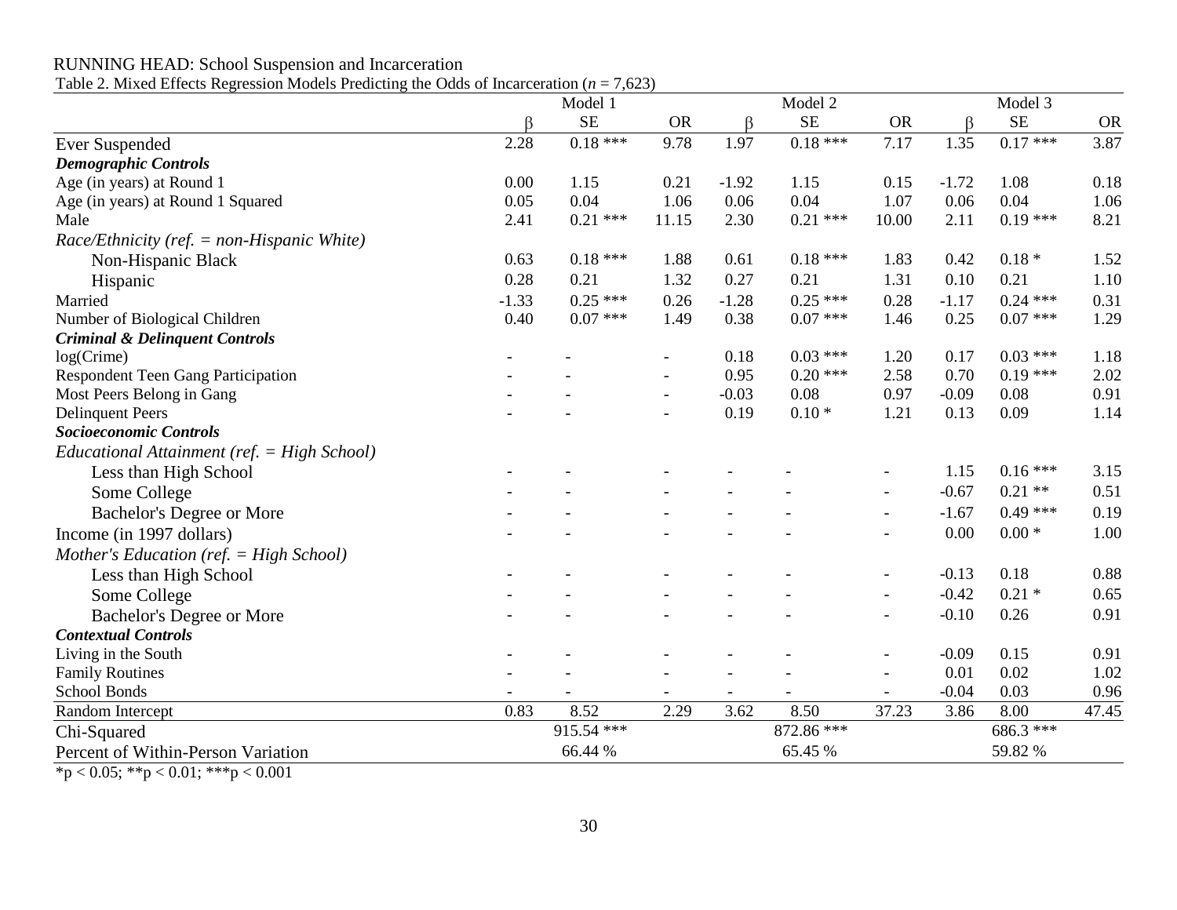Table 2. Mixed Effects Regression Models Predicting the Odds of Incarceration ($n$ = 7,623)

| | Model 1 | | | Model 2 | | | Model 3 | | |
|---|---|---|---|---|---|---|---|---|---|
| | β | SE | OR | β | SE | OR | β | SE | OR |
| Ever Suspended | 2.28 | 0.18 *** | 9.78 | 1.97 | 0.18 *** | 7.17 | 1.35 | 0.17 *** | 3.87 |
| ***Demographic Controls*** | | | | | | | | | |
| Age (in years) at Round 1 | 0.00 | 1.15 | 0.21 | -1.92 | 1.15 | 0.15 | -1.72 | 1.08 | 0.18 |
| Age (in years) at Round 1 Squared | 0.05 | 0.04 | 1.06 | 0.06 | 0.04 | 1.07 | 0.06 | 0.04 | 1.06 |
| Male | 2.41 | 0.21 *** | 11.15 | 2.30 | 0.21 *** | 10.00 | 2.11 | 0.19 *** | 8.21 |
| *Race/Ethnicity (ref. = non-Hispanic White)* | | | | | | | | | |
| Non-Hispanic Black | 0.63 | 0.18 *** | 1.88 | 0.61 | 0.18 *** | 1.83 | 0.42 | 0.18 * | 1.52 |
| Hispanic | 0.28 | 0.21 | 1.32 | 0.27 | 0.21 | 1.31 | 0.10 | 0.21 | 1.10 |
| Married | -1.33 | 0.25 *** | 0.26 | -1.28 | 0.25 *** | 0.28 | -1.17 | 0.24 *** | 0.31 |
| Number of Biological Children | 0.40 | 0.07 *** | 1.49 | 0.38 | 0.07 *** | 1.46 | 0.25 | 0.07 *** | 1.29 |
| ***Criminal & Delinquent Controls*** | | | | | | | | | |
| log(Crime) | - | - | - | 0.18 | 0.03 *** | 1.20 | 0.17 | 0.03 *** | 1.18 |
| Respondent Teen Gang Participation | - | - | - | 0.95 | 0.20 *** | 2.58 | 0.70 | 0.19 *** | 2.02 |
| Most Peers Belong in Gang | - | - | - | -0.03 | 0.08 | 0.97 | -0.09 | 0.08 | 0.91 |
| Delinquent Peers | - | - | - | 0.19 | 0.10 * | 1.21 | 0.13 | 0.09 | 1.14 |
| ***Socioeconomic Controls*** | | | | | | | | | |
| *Educational Attainment (ref. = High School)* | | | | | | | | | |
| Less than High School | - | - | - | - | - | - | 1.15 | 0.16 *** | 3.15 |
| Some College | - | - | - | - | - | - | -0.67 | 0.21 ** | 0.51 |
| Bachelor's Degree or More | - | - | - | - | - | - | -1.67 | 0.49 *** | 0.19 |
| Income (in 1997 dollars) | - | - | - | - | - | - | 0.00 | 0.00 * | 1.00 |
| *Mother's Education (ref. = High School)* | | | | | | | | | |
| Less than High School | - | - | - | - | - | - | -0.13 | 0.18 | 0.88 |
| Some College | - | - | - | - | - | - | -0.42 | 0.21 * | 0.65 |
| Bachelor's Degree or More | - | - | - | - | - | - | -0.10 | 0.26 | 0.91 |
| ***Contextual Controls*** | | | | | | | | | |
| Living in the South | - | - | - | - | - | - | -0.09 | 0.15 | 0.91 |
| Family Routines | - | - | - | - | - | - | 0.01 | 0.02 | 1.02 |
| School Bonds | - | - | - | - | - | - | -0.04 | 0.03 | 0.96 |
| Random Intercept | 0.83 | 8.52 | 2.29 | 3.62 | 8.50 | 37.23 | 3.86 | 8.00 | 47.45 |
| Chi-Squared | | 915.54 *** | | | 872.86 *** | | | 686.3 *** | |
| Percent of Within-Person Variation | | 66.44 % | | | 65.45 % | | | 59.82 % | |

*p < 0.05; **p < 0.01; ***p < 0.001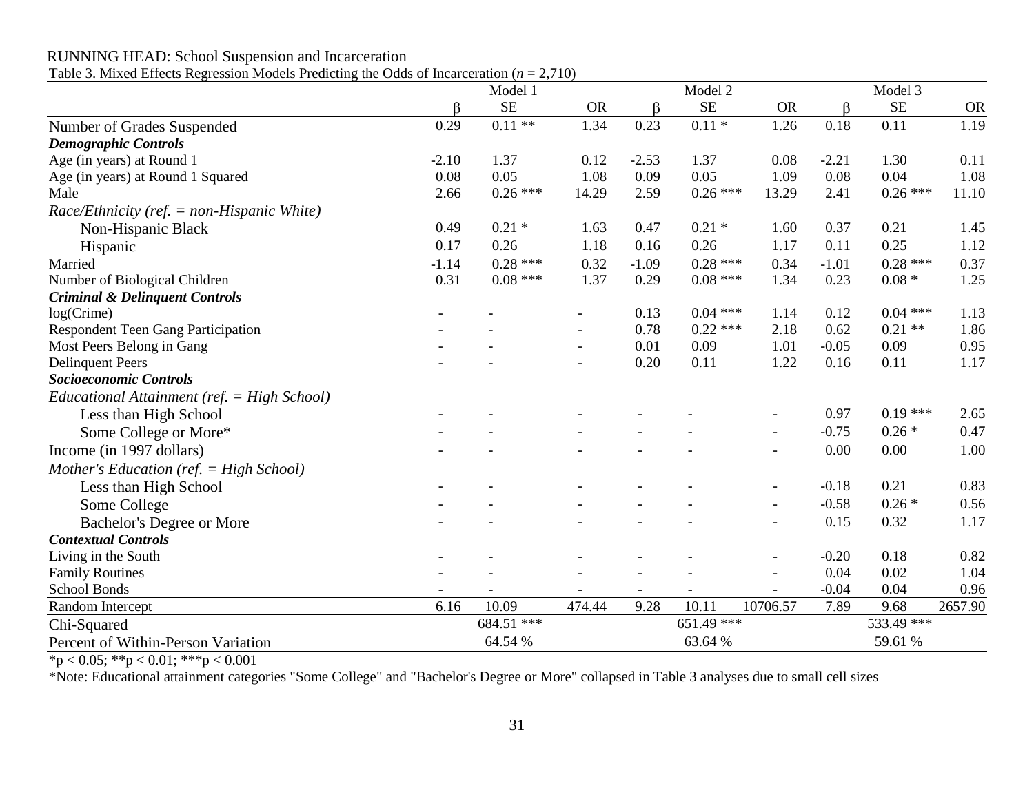Table 3. Mixed Effects Regression Models Predicting the Odds of Incarceration (*n* = 2,710)

| | Model 1 | | | Model 2 | | | Model 3 | | |
|---|---|---|---|---|---|---|---|---|---|
| | β | SE | OR | β | SE | OR | β | SE | OR |
| Number of Grades Suspended | 0.29 | 0.11 ** | 1.34 | 0.23 | 0.11 * | 1.26 | 0.18 | 0.11 | 1.19 |
| ***Demographic Controls*** | | | | | | | | | |
| Age (in years) at Round 1 | -2.10 | 1.37 | 0.12 | -2.53 | 1.37 | 0.08 | -2.21 | 1.30 | 0.11 |
| Age (in years) at Round 1 Squared | 0.08 | 0.05 | 1.08 | 0.09 | 0.05 | 1.09 | 0.08 | 0.04 | 1.08 |
| Male | 2.66 | 0.26 *** | 14.29 | 2.59 | 0.26 *** | 13.29 | 2.41 | 0.26 *** | 11.10 |
| *Race/Ethnicity (ref. = non-Hispanic White)* | | | | | | | | | |
| Non-Hispanic Black | 0.49 | 0.21 * | 1.63 | 0.47 | 0.21 * | 1.60 | 0.37 | 0.21 | 1.45 |
| Hispanic | 0.17 | 0.26 | 1.18 | 0.16 | 0.26 | 1.17 | 0.11 | 0.25 | 1.12 |
| Married | -1.14 | 0.28 *** | 0.32 | -1.09 | 0.28 *** | 0.34 | -1.01 | 0.28 *** | 0.37 |
| Number of Biological Children | 0.31 | 0.08 *** | 1.37 | 0.29 | 0.08 *** | 1.34 | 0.23 | 0.08 * | 1.25 |
| ***Criminal & Delinquent Controls*** | | | | | | | | | |
| log(Crime) | - | - | - | 0.13 | 0.04 *** | 1.14 | 0.12 | 0.04 *** | 1.13 |
| Respondent Teen Gang Participation | - | - | - | 0.78 | 0.22 *** | 2.18 | 0.62 | 0.21 ** | 1.86 |
| Most Peers Belong in Gang | - | - | - | 0.01 | 0.09 | 1.01 | -0.05 | 0.09 | 0.95 |
| Delinquent Peers | - | - | - | 0.20 | 0.11 | 1.22 | 0.16 | 0.11 | 1.17 |
| ***Socioeconomic Controls*** | | | | | | | | | |
| *Educational Attainment (ref. = High School)* | | | | | | | | | |
| Less than High School | - | - | - | - | - | - | 0.97 | 0.19 *** | 2.65 |
| Some College or More* | - | - | - | - | - | - | -0.75 | 0.26 * | 0.47 |
| Income (in 1997 dollars) | - | - | - | - | - | - | 0.00 | 0.00 | 1.00 |
| *Mother's Education (ref. = High School)* | | | | | | | | | |
| Less than High School | - | - | - | - | - | - | -0.18 | 0.21 | 0.83 |
| Some College | - | - | - | - | - | - | -0.58 | 0.26 * | 0.56 |
| Bachelor's Degree or More | - | - | - | - | - | - | 0.15 | 0.32 | 1.17 |
| ***Contextual Controls*** | | | | | | | | | |
| Living in the South | - | - | - | - | - | - | -0.20 | 0.18 | 0.82 |
| Family Routines | - | - | - | - | - | - | 0.04 | 0.02 | 1.04 |
| School Bonds | - | - | - | - | - | - | -0.04 | 0.04 | 0.96 |
| Random Intercept | 6.16 | 10.09 | 474.44 | 9.28 | 10.11 | 10706.57 | 7.89 | 9.68 | 2657.90 |
| Chi-Squared | | 684.51 *** | | | 651.49 *** | | | 533.49 *** | |
| Percent of Within-Person Variation | | 64.54 % | | | 63.64 % | | | 59.61 % | |

*p < 0.05; **p < 0.01; ***p < 0.001

*Note: Educational attainment categories "Some College" and "Bachelor's Degree or More" collapsed in Table 3 analyses due to small cell sizes